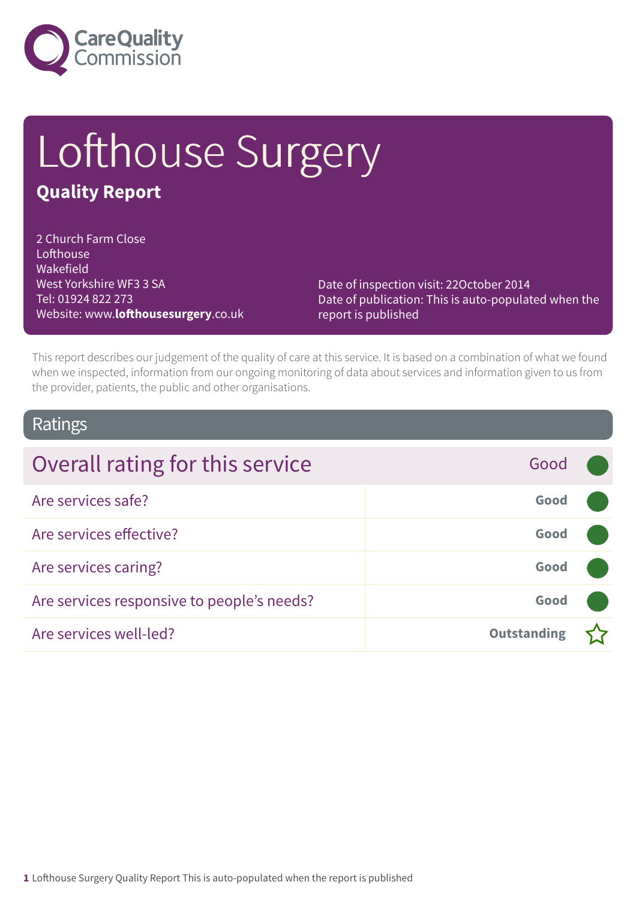# Lofthouse Surgery

## Quality Report

2 Church Farm Close
Lofthouse
Wakefield
West Yorkshire WF3 3 SA
Tel: 01924 822 273
Website: www.**lofthousesurgery**.co.uk

Date of inspection visit: 22October 2014
Date of publication: This is auto-populated when the report is published

This report describes our judgement of the quality of care at this service. It is based on a combination of what we found when we inspected, information from our ongoing monitoring of data about services and information given to us from the provider, patients, the public and other organisations.

## Ratings

| Overall rating for this service | Good |
| --- | --- |
| Are services safe? | **Good** |
| Are services effective? | **Good** |
| Are services caring? | **Good** |
| Are services responsive to people's needs? | **Good** |
| Are services well-led? | **Outstanding** |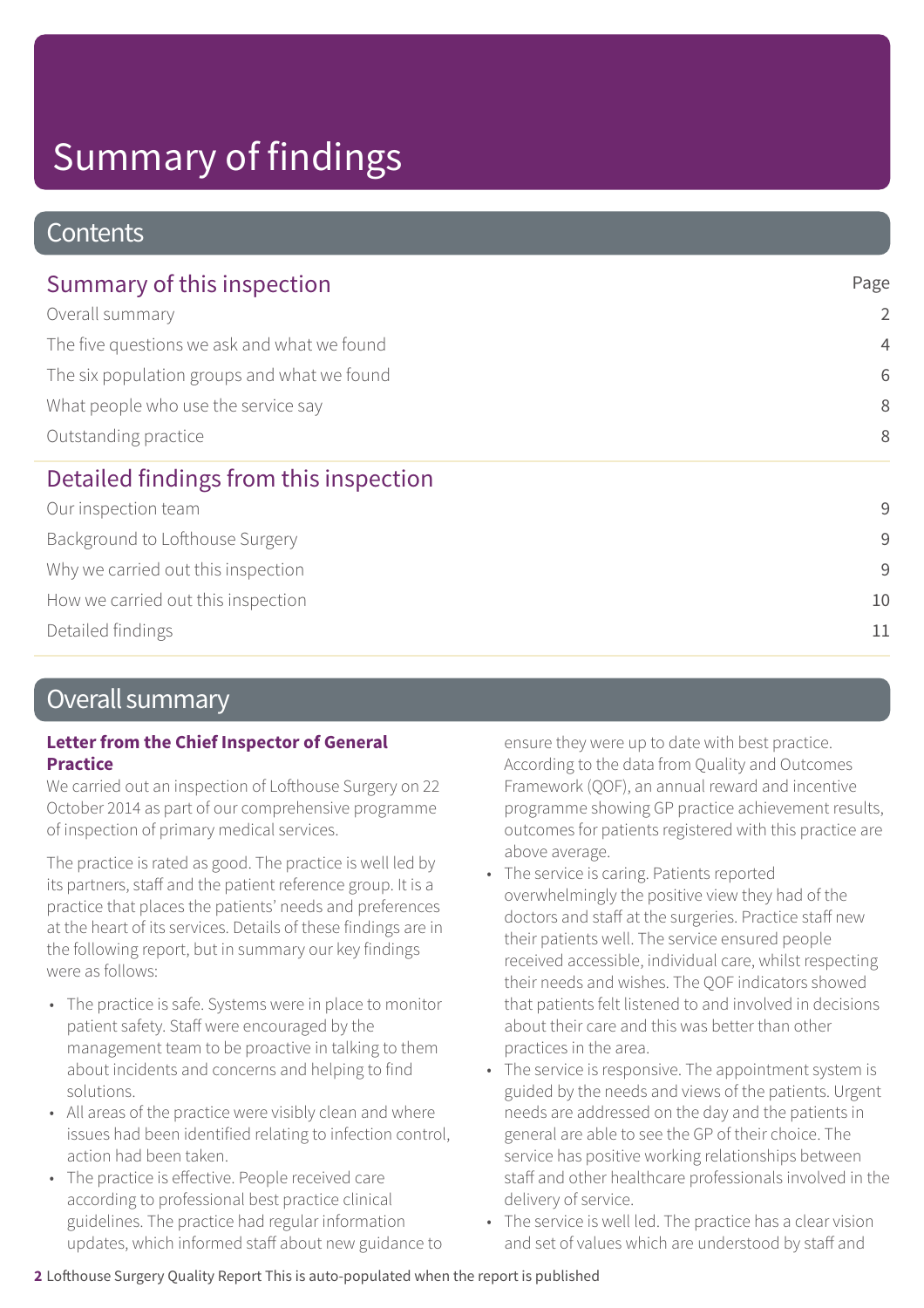# Summary of findings

## Contents

### Summary of this inspection

| | Page |
|---|---|
| Overall summary | 2 |
| The five questions we ask and what we found | 4 |
| The six population groups and what we found | 6 |
| What people who use the service say | 8 |
| Outstanding practice | 8 |

### Detailed findings from this inspection

| | |
|---|---|
| Our inspection team | 9 |
| Background to Lofthouse Surgery | 9 |
| Why we carried out this inspection | 9 |
| How we carried out this inspection | 10 |
| Detailed findings | 11 |

## Overall summary

**Letter from the Chief Inspector of General Practice**

We carried out an inspection of Lofthouse Surgery on 22 October 2014 as part of our comprehensive programme of inspection of primary medical services.

The practice is rated as good. The practice is well led by its partners, staff and the patient reference group. It is a practice that places the patients' needs and preferences at the heart of its services. Details of these findings are in the following report, but in summary our key findings were as follows:

- The practice is safe. Systems were in place to monitor patient safety. Staff were encouraged by the management team to be proactive in talking to them about incidents and concerns and helping to find solutions.
- All areas of the practice were visibly clean and where issues had been identified relating to infection control, action had been taken.
- The practice is effective. People received care according to professional best practice clinical guidelines. The practice had regular information updates, which informed staff about new guidance to ensure they were up to date with best practice. According to the data from Quality and Outcomes Framework (QOF), an annual reward and incentive programme showing GP practice achievement results, outcomes for patients registered with this practice are above average.
- The service is caring. Patients reported overwhelmingly the positive view they had of the doctors and staff at the surgeries. Practice staff new their patients well. The service ensured people received accessible, individual care, whilst respecting their needs and wishes. The QOF indicators showed that patients felt listened to and involved in decisions about their care and this was better than other practices in the area.
- The service is responsive. The appointment system is guided by the needs and views of the patients. Urgent needs are addressed on the day and the patients in general are able to see the GP of their choice. The service has positive working relationships between staff and other healthcare professionals involved in the delivery of service.
- The service is well led. The practice has a clear vision and set of values which are understood by staff and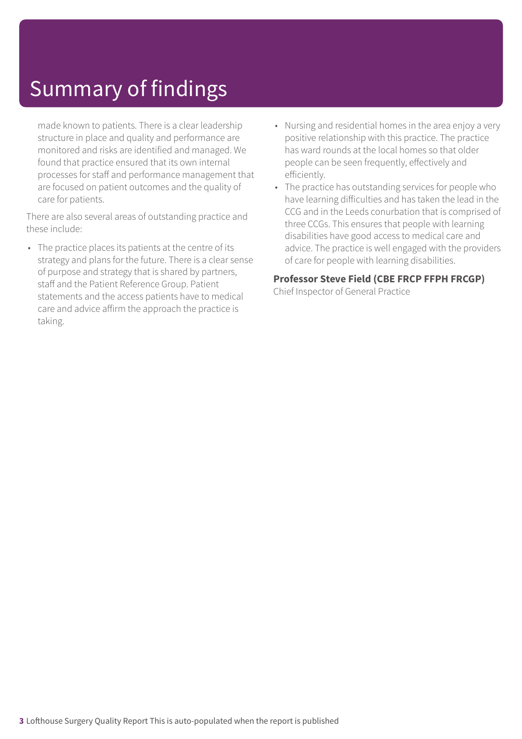# Summary of findings

made known to patients. There is a clear leadership structure in place and quality and performance are monitored and risks are identified and managed. We found that practice ensured that its own internal processes for staff and performance management that are focused on patient outcomes and the quality of care for patients.

There are also several areas of outstanding practice and these include:

- The practice places its patients at the centre of its strategy and plans for the future. There is a clear sense of purpose and strategy that is shared by partners, staff and the Patient Reference Group. Patient statements and the access patients have to medical care and advice affirm the approach the practice is taking.
- Nursing and residential homes in the area enjoy a very positive relationship with this practice. The practice has ward rounds at the local homes so that older people can be seen frequently, effectively and efficiently.
- The practice has outstanding services for people who have learning difficulties and has taken the lead in the CCG and in the Leeds conurbation that is comprised of three CCGs. This ensures that people with learning disabilities have good access to medical care and advice. The practice is well engaged with the providers of care for people with learning disabilities.

**Professor Steve Field (CBE FRCP FFPH FRCGP)**
Chief Inspector of General Practice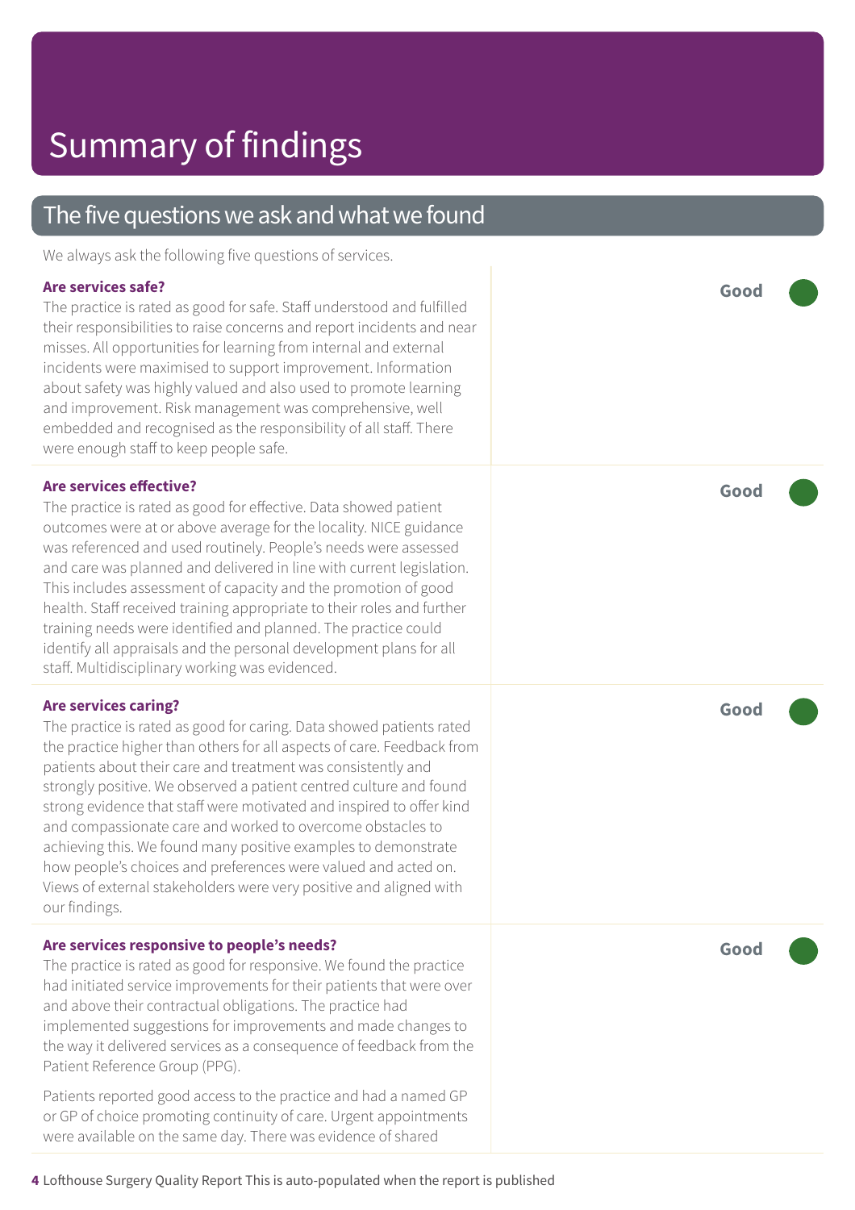# Summary of findings

## The five questions we ask and what we found

We always ask the following five questions of services.

### Are services safe?

**Good**

The practice is rated as good for safe. Staff understood and fulfilled their responsibilities to raise concerns and report incidents and near misses. All opportunities for learning from internal and external incidents were maximised to support improvement. Information about safety was highly valued and also used to promote learning and improvement. Risk management was comprehensive, well embedded and recognised as the responsibility of all staff. There were enough staff to keep people safe.

### Are services effective?

**Good**

The practice is rated as good for effective. Data showed patient outcomes were at or above average for the locality. NICE guidance was referenced and used routinely. People's needs were assessed and care was planned and delivered in line with current legislation. This includes assessment of capacity and the promotion of good health. Staff received training appropriate to their roles and further training needs were identified and planned. The practice could identify all appraisals and the personal development plans for all staff. Multidisciplinary working was evidenced.

### Are services caring?

**Good**

The practice is rated as good for caring. Data showed patients rated the practice higher than others for all aspects of care. Feedback from patients about their care and treatment was consistently and strongly positive. We observed a patient centred culture and found strong evidence that staff were motivated and inspired to offer kind and compassionate care and worked to overcome obstacles to achieving this. We found many positive examples to demonstrate how people's choices and preferences were valued and acted on. Views of external stakeholders were very positive and aligned with our findings.

### Are services responsive to people's needs?

**Good**

The practice is rated as good for responsive. We found the practice had initiated service improvements for their patients that were over and above their contractual obligations. The practice had implemented suggestions for improvements and made changes to the way it delivered services as a consequence of feedback from the Patient Reference Group (PPG).

Patients reported good access to the practice and had a named GP or GP of choice promoting continuity of care. Urgent appointments were available on the same day. There was evidence of shared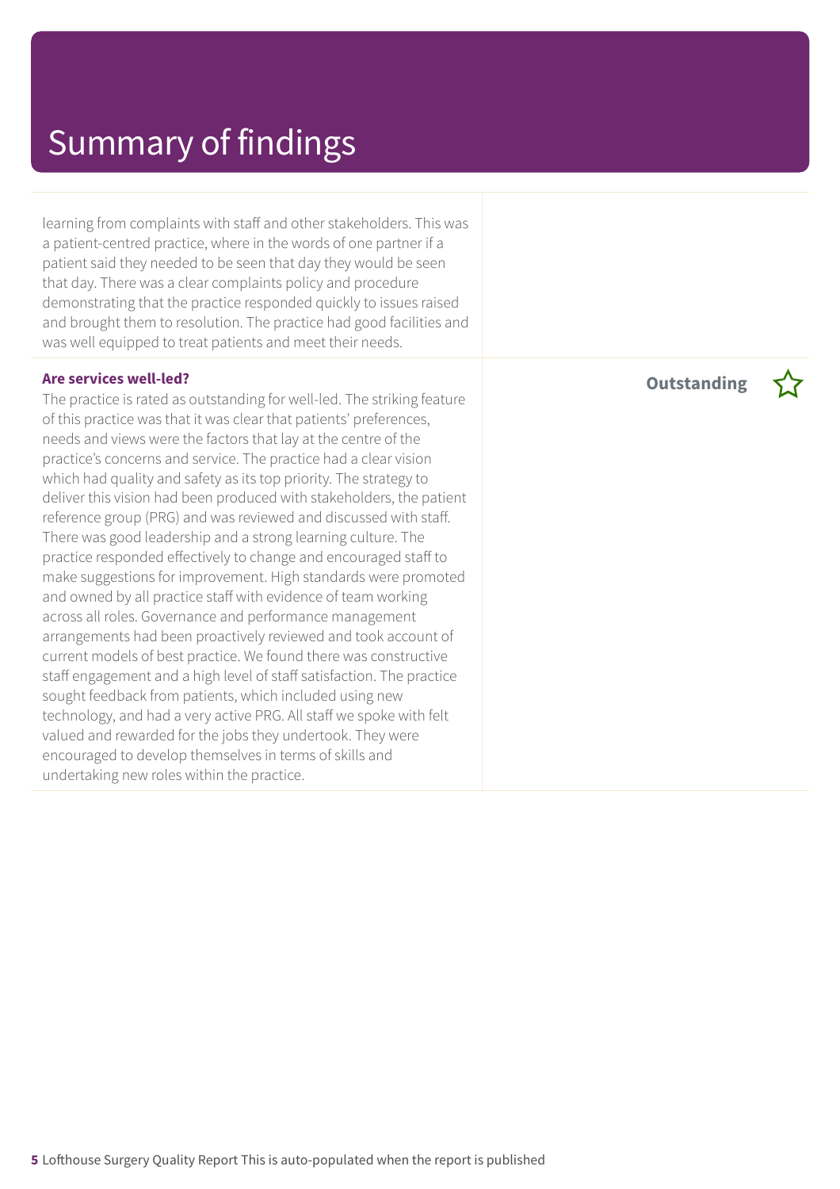# Summary of findings

learning from complaints with staff and other stakeholders. This was a patient-centred practice, where in the words of one partner if a patient said they needed to be seen that day they would be seen that day. There was a clear complaints policy and procedure demonstrating that the practice responded quickly to issues raised and brought them to resolution. The practice had good facilities and was well equipped to treat patients and meet their needs.

**Are services well-led?** **Outstanding** ☆

The practice is rated as outstanding for well-led. The striking feature of this practice was that it was clear that patients' preferences, needs and views were the factors that lay at the centre of the practice's concerns and service. The practice had a clear vision which had quality and safety as its top priority. The strategy to deliver this vision had been produced with stakeholders, the patient reference group (PRG) and was reviewed and discussed with staff. There was good leadership and a strong learning culture. The practice responded effectively to change and encouraged staff to make suggestions for improvement. High standards were promoted and owned by all practice staff with evidence of team working across all roles. Governance and performance management arrangements had been proactively reviewed and took account of current models of best practice. We found there was constructive staff engagement and a high level of staff satisfaction. The practice sought feedback from patients, which included using new technology, and had a very active PRG. All staff we spoke with felt valued and rewarded for the jobs they undertook. They were encouraged to develop themselves in terms of skills and undertaking new roles within the practice.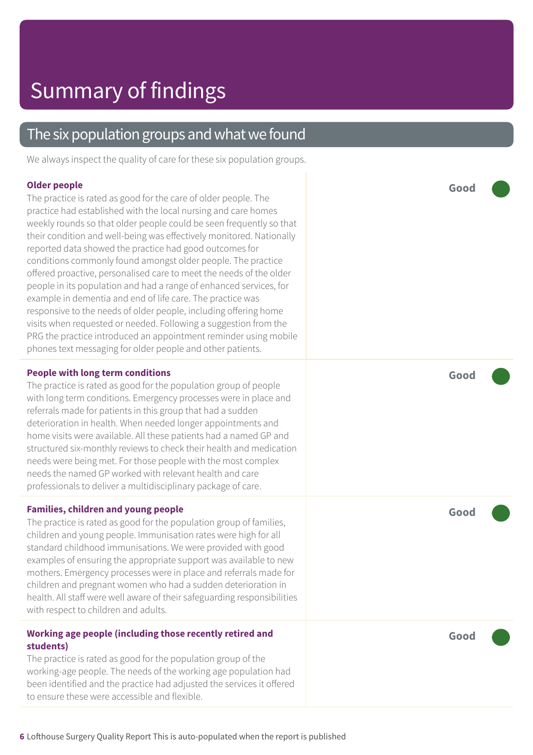# Summary of findings

## The six population groups and what we found

We always inspect the quality of care for these six population groups.

**Older people**

The practice is rated as good for the care of older people. The practice had established with the local nursing and care homes weekly rounds so that older people could be seen frequently so that their condition and well-being was effectively monitored. Nationally reported data showed the practice had good outcomes for conditions commonly found amongst older people. The practice offered proactive, personalised care to meet the needs of the older people in its population and had a range of enhanced services, for example in dementia and end of life care. The practice was responsive to the needs of older people, including offering home visits when requested or needed. Following a suggestion from the PRG the practice introduced an appointment reminder using mobile phones text messaging for older people and other patients.

**Good**

**People with long term conditions**

The practice is rated as good for the population group of people with long term conditions. Emergency processes were in place and referrals made for patients in this group that had a sudden deterioration in health. When needed longer appointments and home visits were available. All these patients had a named GP and structured six-monthly reviews to check their health and medication needs were being met. For those people with the most complex needs the named GP worked with relevant health and care professionals to deliver a multidisciplinary package of care.

**Good**

**Families, children and young people**

The practice is rated as good for the population group of families, children and young people. Immunisation rates were high for all standard childhood immunisations. We were provided with good examples of ensuring the appropriate support was available to new mothers. Emergency processes were in place and referrals made for children and pregnant women who had a sudden deterioration in health. All staff were well aware of their safeguarding responsibilities with respect to children and adults.

**Good**

**Working age people (including those recently retired and students)**

The practice is rated as good for the population group of the working-age people. The needs of the working age population had been identified and the practice had adjusted the services it offered to ensure these were accessible and flexible.

**Good**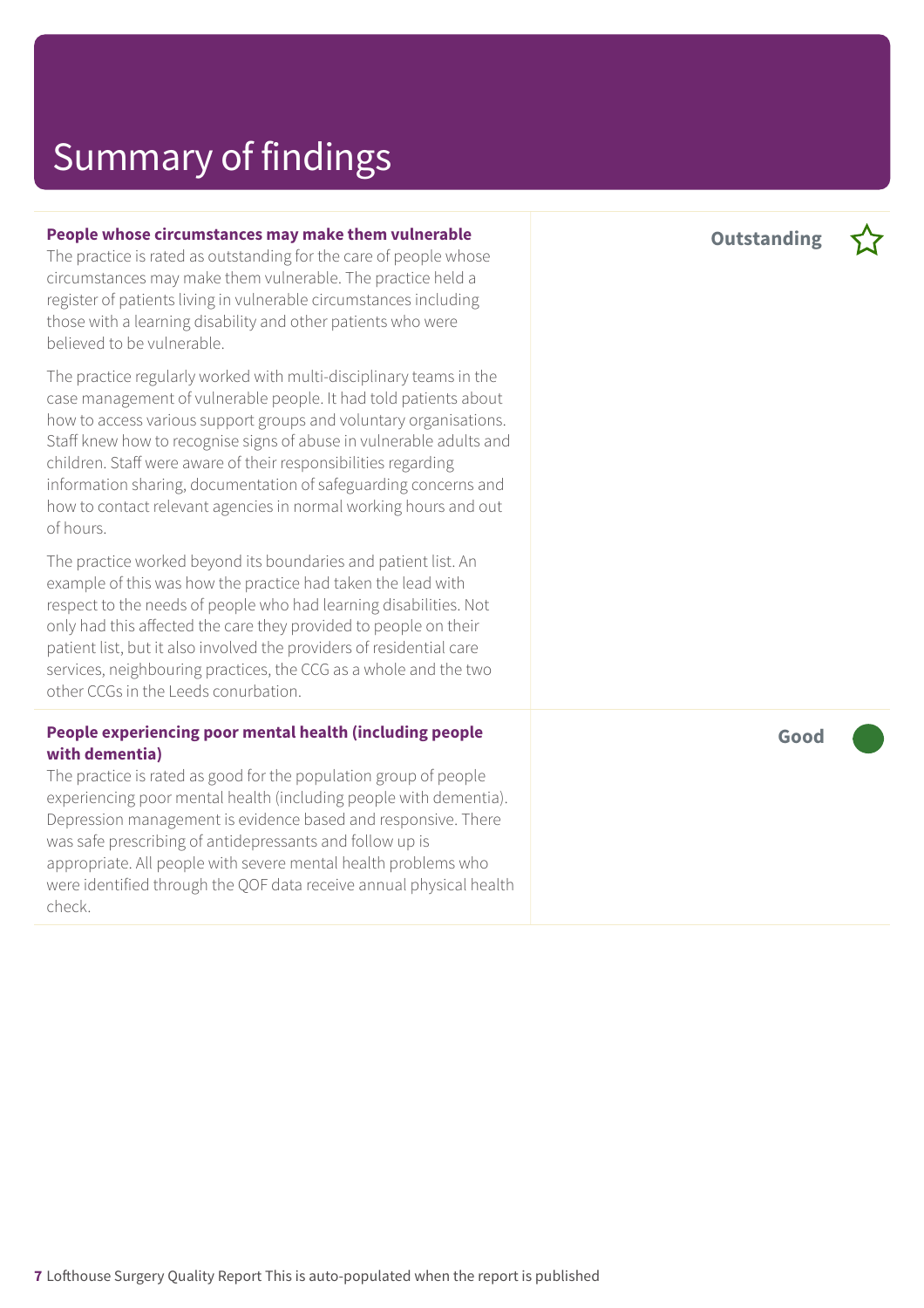# Summary of findings

**People whose circumstances may make them vulnerable**

**Outstanding** ☆

The practice is rated as outstanding for the care of people whose circumstances may make them vulnerable. The practice held a register of patients living in vulnerable circumstances including those with a learning disability and other patients who were believed to be vulnerable.

The practice regularly worked with multi-disciplinary teams in the case management of vulnerable people. It had told patients about how to access various support groups and voluntary organisations. Staff knew how to recognise signs of abuse in vulnerable adults and children. Staff were aware of their responsibilities regarding information sharing, documentation of safeguarding concerns and how to contact relevant agencies in normal working hours and out of hours.

The practice worked beyond its boundaries and patient list. An example of this was how the practice had taken the lead with respect to the needs of people who had learning disabilities. Not only had this affected the care they provided to people on their patient list, but it also involved the providers of residential care services, neighbouring practices, the CCG as a whole and the two other CCGs in the Leeds conurbation.

**People experiencing poor mental health (including people with dementia)**

**Good**

The practice is rated as good for the population group of people experiencing poor mental health (including people with dementia). Depression management is evidence based and responsive. There was safe prescribing of antidepressants and follow up is appropriate. All people with severe mental health problems who were identified through the QOF data receive annual physical health check.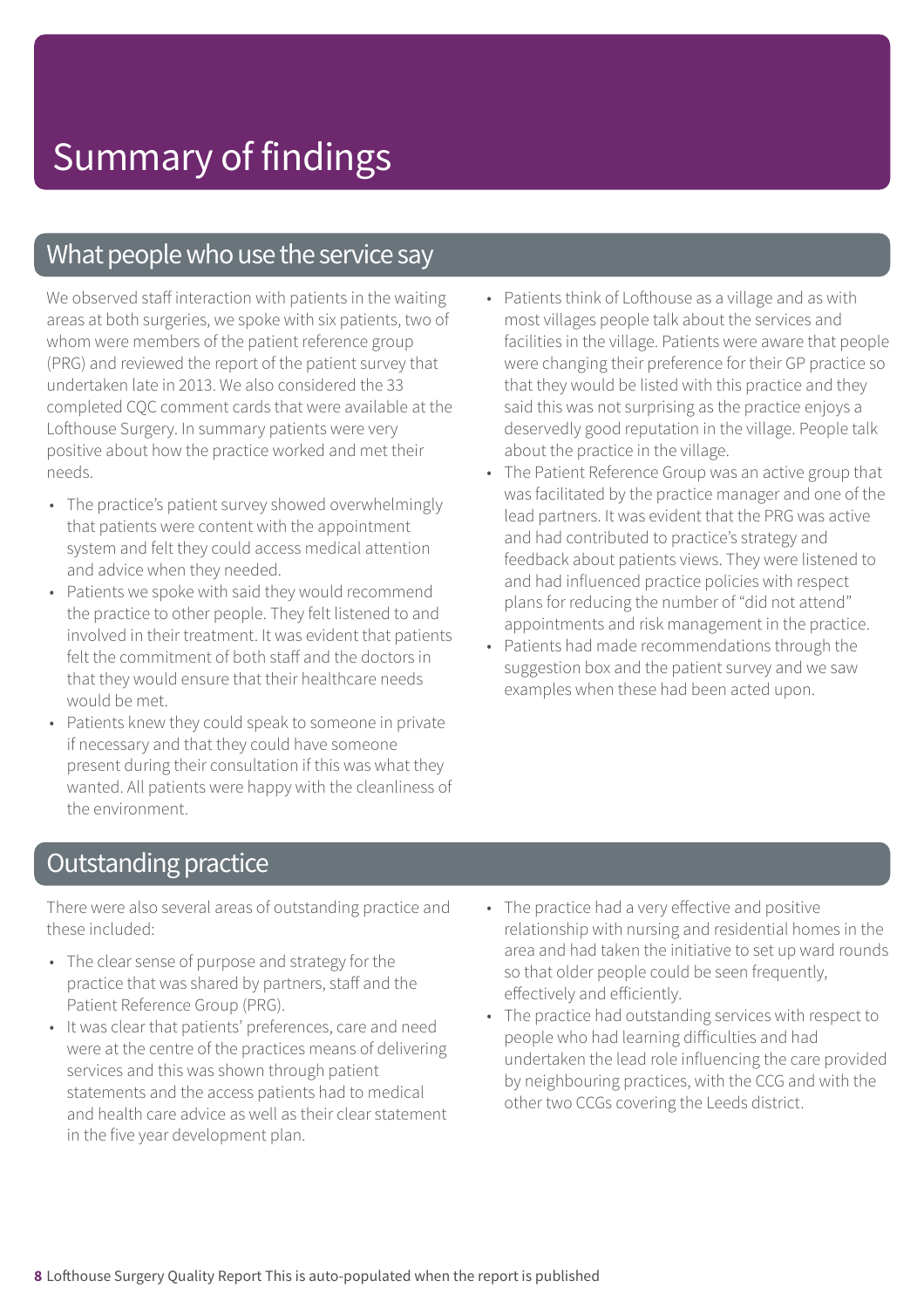# Summary of findings

## What people who use the service say

We observed staff interaction with patients in the waiting areas at both surgeries, we spoke with six patients, two of whom were members of the patient reference group (PRG) and reviewed the report of the patient survey that undertaken late in 2013. We also considered the 33 completed CQC comment cards that were available at the Lofthouse Surgery. In summary patients were very positive about how the practice worked and met their needs.

- The practice's patient survey showed overwhelmingly that patients were content with the appointment system and felt they could access medical attention and advice when they needed.
- Patients we spoke with said they would recommend the practice to other people. They felt listened to and involved in their treatment. It was evident that patients felt the commitment of both staff and the doctors in that they would ensure that their healthcare needs would be met.
- Patients knew they could speak to someone in private if necessary and that they could have someone present during their consultation if this was what they wanted. All patients were happy with the cleanliness of the environment.
- Patients think of Lofthouse as a village and as with most villages people talk about the services and facilities in the village. Patients were aware that people were changing their preference for their GP practice so that they would be listed with this practice and they said this was not surprising as the practice enjoys a deservedly good reputation in the village. People talk about the practice in the village.
- The Patient Reference Group was an active group that was facilitated by the practice manager and one of the lead partners. It was evident that the PRG was active and had contributed to practice's strategy and feedback about patients views. They were listened to and had influenced practice policies with respect plans for reducing the number of "did not attend" appointments and risk management in the practice.
- Patients had made recommendations through the suggestion box and the patient survey and we saw examples when these had been acted upon.

## Outstanding practice

There were also several areas of outstanding practice and these included:

- The clear sense of purpose and strategy for the practice that was shared by partners, staff and the Patient Reference Group (PRG).
- It was clear that patients' preferences, care and need were at the centre of the practices means of delivering services and this was shown through patient statements and the access patients had to medical and health care advice as well as their clear statement in the five year development plan.
- The practice had a very effective and positive relationship with nursing and residential homes in the area and had taken the initiative to set up ward rounds so that older people could be seen frequently, effectively and efficiently.
- The practice had outstanding services with respect to people who had learning difficulties and had undertaken the lead role influencing the care provided by neighbouring practices, with the CCG and with the other two CCGs covering the Leeds district.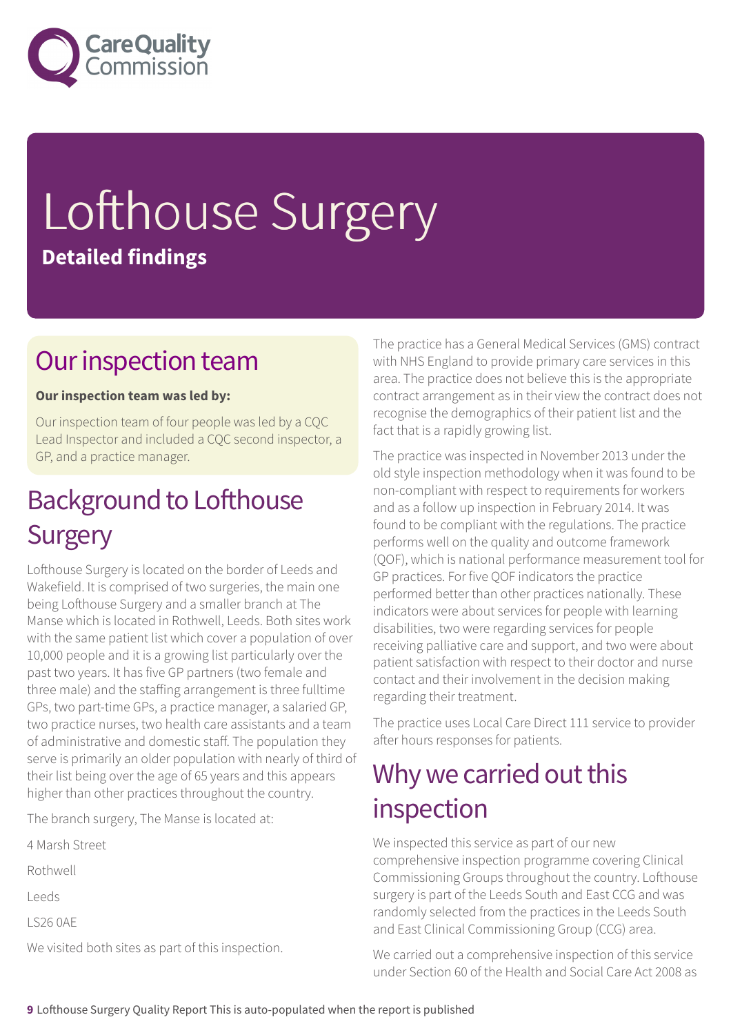# Lofthouse Surgery

**Detailed findings**

## Our inspection team

**Our inspection team was led by:**

Our inspection team of four people was led by a CQC Lead Inspector and included a CQC second inspector, a GP, and a practice manager.

## Background to Lofthouse Surgery

Lofthouse Surgery is located on the border of Leeds and Wakefield. It is comprised of two surgeries, the main one being Lofthouse Surgery and a smaller branch at The Manse which is located in Rothwell, Leeds. Both sites work with the same patient list which cover a population of over 10,000 people and it is a growing list particularly over the past two years. It has five GP partners (two female and three male) and the staffing arrangement is three fulltime GPs, two part-time GPs, a practice manager, a salaried GP, two practice nurses, two health care assistants and a team of administrative and domestic staff. The population they serve is primarily an older population with nearly of third of their list being over the age of 65 years and this appears higher than other practices throughout the country.

The branch surgery, The Manse is located at:

4 Marsh Street

Rothwell

Leeds

LS26 0AE

We visited both sites as part of this inspection.

The practice has a General Medical Services (GMS) contract with NHS England to provide primary care services in this area. The practice does not believe this is the appropriate contract arrangement as in their view the contract does not recognise the demographics of their patient list and the fact that is a rapidly growing list.

The practice was inspected in November 2013 under the old style inspection methodology when it was found to be non-compliant with respect to requirements for workers and as a follow up inspection in February 2014. It was found to be compliant with the regulations. The practice performs well on the quality and outcome framework (QOF), which is national performance measurement tool for GP practices. For five QOF indicators the practice performed better than other practices nationally. These indicators were about services for people with learning disabilities, two were regarding services for people receiving palliative care and support, and two were about patient satisfaction with respect to their doctor and nurse contact and their involvement in the decision making regarding their treatment.

The practice uses Local Care Direct 111 service to provider after hours responses for patients.

## Why we carried out this inspection

We inspected this service as part of our new comprehensive inspection programme covering Clinical Commissioning Groups throughout the country. Lofthouse surgery is part of the Leeds South and East CCG and was randomly selected from the practices in the Leeds South and East Clinical Commissioning Group (CCG) area.

We carried out a comprehensive inspection of this service under Section 60 of the Health and Social Care Act 2008 as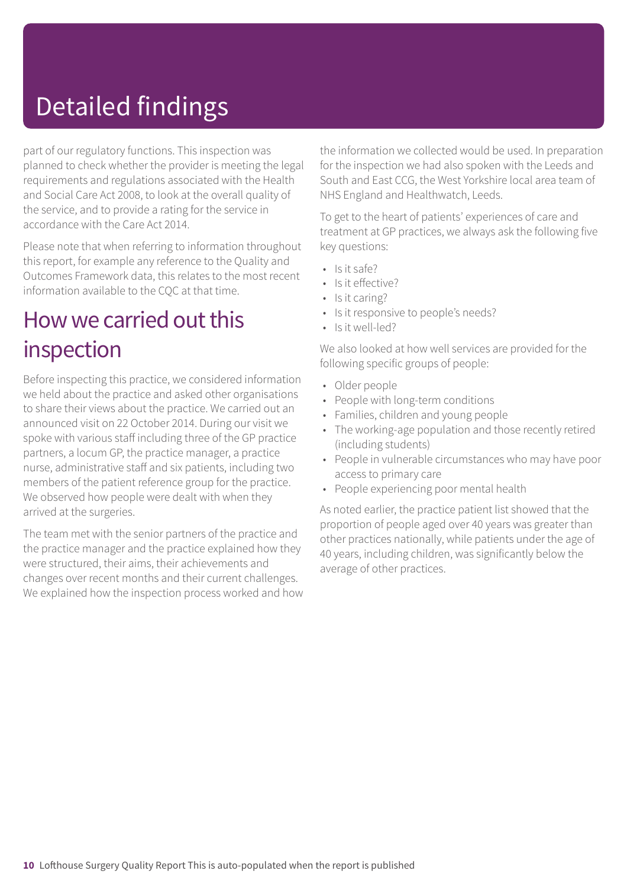# Detailed findings

part of our regulatory functions. This inspection was planned to check whether the provider is meeting the legal requirements and regulations associated with the Health and Social Care Act 2008, to look at the overall quality of the service, and to provide a rating for the service in accordance with the Care Act 2014.

Please note that when referring to information throughout this report, for example any reference to the Quality and Outcomes Framework data, this relates to the most recent information available to the CQC at that time.

## How we carried out this inspection

Before inspecting this practice, we considered information we held about the practice and asked other organisations to share their views about the practice. We carried out an announced visit on 22 October 2014. During our visit we spoke with various staff including three of the GP practice partners, a locum GP, the practice manager, a practice nurse, administrative staff and six patients, including two members of the patient reference group for the practice. We observed how people were dealt with when they arrived at the surgeries.

The team met with the senior partners of the practice and the practice manager and the practice explained how they were structured, their aims, their achievements and changes over recent months and their current challenges. We explained how the inspection process worked and how the information we collected would be used. In preparation for the inspection we had also spoken with the Leeds and South and East CCG, the West Yorkshire local area team of NHS England and Healthwatch, Leeds.

To get to the heart of patients' experiences of care and treatment at GP practices, we always ask the following five key questions:

- Is it safe?
- Is it effective?
- Is it caring?
- Is it responsive to people's needs?
- Is it well-led?

We also looked at how well services are provided for the following specific groups of people:

- Older people
- People with long-term conditions
- Families, children and young people
- The working-age population and those recently retired (including students)
- People in vulnerable circumstances who may have poor access to primary care
- People experiencing poor mental health

As noted earlier, the practice patient list showed that the proportion of people aged over 40 years was greater than other practices nationally, while patients under the age of 40 years, including children, was significantly below the average of other practices.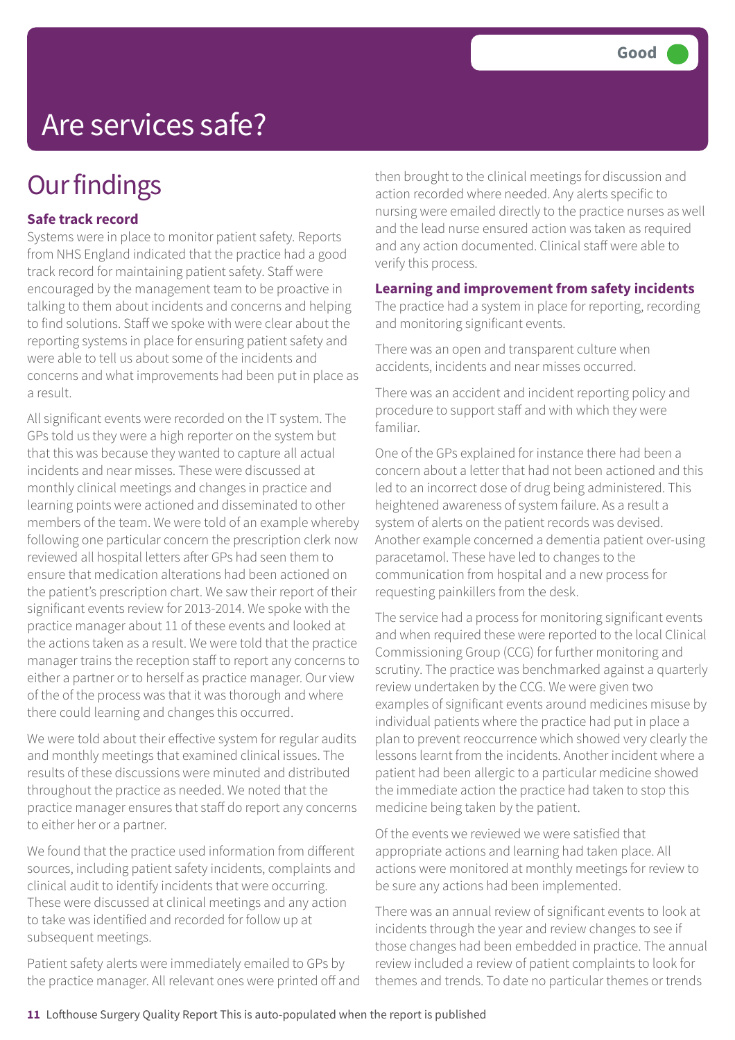# Are services safe?

Good

## Our findings

**Safe track record**

Systems were in place to monitor patient safety. Reports from NHS England indicated that the practice had a good track record for maintaining patient safety. Staff were encouraged by the management team to be proactive in talking to them about incidents and concerns and helping to find solutions. Staff we spoke with were clear about the reporting systems in place for ensuring patient safety and were able to tell us about some of the incidents and concerns and what improvements had been put in place as a result.

All significant events were recorded on the IT system. The GPs told us they were a high reporter on the system but that this was because they wanted to capture all actual incidents and near misses. These were discussed at monthly clinical meetings and changes in practice and learning points were actioned and disseminated to other members of the team. We were told of an example whereby following one particular concern the prescription clerk now reviewed all hospital letters after GPs had seen them to ensure that medication alterations had been actioned on the patient's prescription chart. We saw their report of their significant events review for 2013-2014. We spoke with the practice manager about 11 of these events and looked at the actions taken as a result. We were told that the practice manager trains the reception staff to report any concerns to either a partner or to herself as practice manager. Our view of the of the process was that it was thorough and where there could learning and changes this occurred.

We were told about their effective system for regular audits and monthly meetings that examined clinical issues. The results of these discussions were minuted and distributed throughout the practice as needed. We noted that the practice manager ensures that staff do report any concerns to either her or a partner.

We found that the practice used information from different sources, including patient safety incidents, complaints and clinical audit to identify incidents that were occurring. These were discussed at clinical meetings and any action to take was identified and recorded for follow up at subsequent meetings.

Patient safety alerts were immediately emailed to GPs by the practice manager. All relevant ones were printed off and then brought to the clinical meetings for discussion and action recorded where needed. Any alerts specific to nursing were emailed directly to the practice nurses as well and the lead nurse ensured action was taken as required and any action documented. Clinical staff were able to verify this process.

**Learning and improvement from safety incidents**

The practice had a system in place for reporting, recording and monitoring significant events.

There was an open and transparent culture when accidents, incidents and near misses occurred.

There was an accident and incident reporting policy and procedure to support staff and with which they were familiar.

One of the GPs explained for instance there had been a concern about a letter that had not been actioned and this led to an incorrect dose of drug being administered. This heightened awareness of system failure. As a result a system of alerts on the patient records was devised. Another example concerned a dementia patient over-using paracetamol. These have led to changes to the communication from hospital and a new process for requesting painkillers from the desk.

The service had a process for monitoring significant events and when required these were reported to the local Clinical Commissioning Group (CCG) for further monitoring and scrutiny. The practice was benchmarked against a quarterly review undertaken by the CCG. We were given two examples of significant events around medicines misuse by individual patients where the practice had put in place a plan to prevent reoccurrence which showed very clearly the lessons learnt from the incidents. Another incident where a patient had been allergic to a particular medicine showed the immediate action the practice had taken to stop this medicine being taken by the patient.

Of the events we reviewed we were satisfied that appropriate actions and learning had taken place. All actions were monitored at monthly meetings for review to be sure any actions had been implemented.

There was an annual review of significant events to look at incidents through the year and review changes to see if those changes had been embedded in practice. The annual review included a review of patient complaints to look for themes and trends. To date no particular themes or trends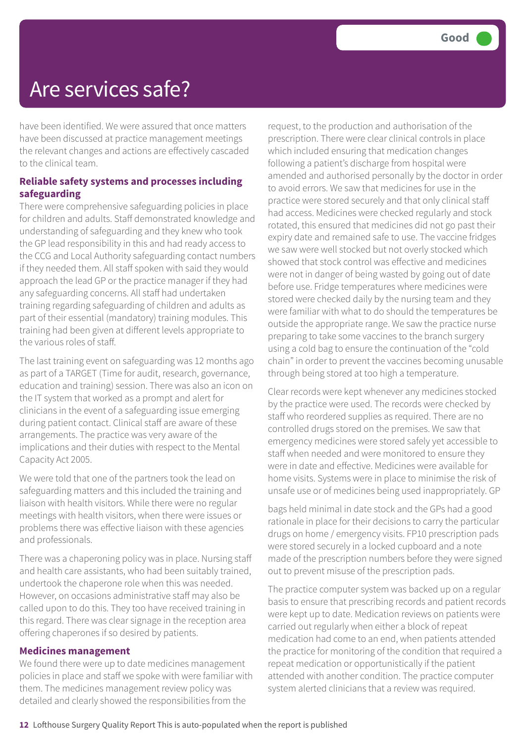# Are services safe?

Good

have been identified. We were assured that once matters have been discussed at practice management meetings the relevant changes and actions are effectively cascaded to the clinical team.

### Reliable safety systems and processes including safeguarding

There were comprehensive safeguarding policies in place for children and adults. Staff demonstrated knowledge and understanding of safeguarding and they knew who took the GP lead responsibility in this and had ready access to the CCG and Local Authority safeguarding contact numbers if they needed them. All staff spoken with said they would approach the lead GP or the practice manager if they had any safeguarding concerns. All staff had undertaken training regarding safeguarding of children and adults as part of their essential (mandatory) training modules. This training had been given at different levels appropriate to the various roles of staff.

The last training event on safeguarding was 12 months ago as part of a TARGET (Time for audit, research, governance, education and training) session. There was also an icon on the IT system that worked as a prompt and alert for clinicians in the event of a safeguarding issue emerging during patient contact. Clinical staff are aware of these arrangements. The practice was very aware of the implications and their duties with respect to the Mental Capacity Act 2005.

We were told that one of the partners took the lead on safeguarding matters and this included the training and liaison with health visitors. While there were no regular meetings with health visitors, when there were issues or problems there was effective liaison with these agencies and professionals.

There was a chaperoning policy was in place. Nursing staff and health care assistants, who had been suitably trained, undertook the chaperone role when this was needed. However, on occasions administrative staff may also be called upon to do this. They too have received training in this regard. There was clear signage in the reception area offering chaperones if so desired by patients.

### Medicines management

We found there were up to date medicines management policies in place and staff we spoke with were familiar with them. The medicines management review policy was detailed and clearly showed the responsibilities from the request, to the production and authorisation of the prescription. There were clear clinical controls in place which included ensuring that medication changes following a patient's discharge from hospital were amended and authorised personally by the doctor in order to avoid errors. We saw that medicines for use in the practice were stored securely and that only clinical staff had access. Medicines were checked regularly and stock rotated, this ensured that medicines did not go past their expiry date and remained safe to use. The vaccine fridges we saw were well stocked but not overly stocked which showed that stock control was effective and medicines were not in danger of being wasted by going out of date before use. Fridge temperatures where medicines were stored were checked daily by the nursing team and they were familiar with what to do should the temperatures be outside the appropriate range. We saw the practice nurse preparing to take some vaccines to the branch surgery using a cold bag to ensure the continuation of the "cold chain" in order to prevent the vaccines becoming unusable through being stored at too high a temperature.

Clear records were kept whenever any medicines stocked by the practice were used. The records were checked by staff who reordered supplies as required. There are no controlled drugs stored on the premises. We saw that emergency medicines were stored safely yet accessible to staff when needed and were monitored to ensure they were in date and effective. Medicines were available for home visits. Systems were in place to minimise the risk of unsafe use or of medicines being used inappropriately. GP bags held minimal in date stock and the GPs had a good rationale in place for their decisions to carry the particular drugs on home / emergency visits. FP10 prescription pads were stored securely in a locked cupboard and a note made of the prescription numbers before they were signed out to prevent misuse of the prescription pads.

The practice computer system was backed up on a regular basis to ensure that prescribing records and patient records were kept up to date. Medication reviews on patients were carried out regularly when either a block of repeat medication had come to an end, when patients attended the practice for monitoring of the condition that required a repeat medication or opportunistically if the patient attended with another condition. The practice computer system alerted clinicians that a review was required.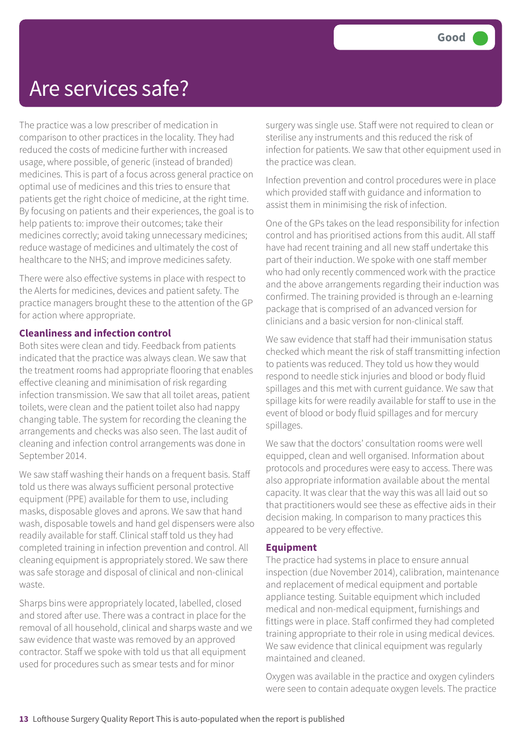# Are services safe?

Good

The practice was a low prescriber of medication in comparison to other practices in the locality. They had reduced the costs of medicine further with increased usage, where possible, of generic (instead of branded) medicines. This is part of a focus across general practice on optimal use of medicines and this tries to ensure that patients get the right choice of medicine, at the right time. By focusing on patients and their experiences, the goal is to help patients to: improve their outcomes; take their medicines correctly; avoid taking unnecessary medicines; reduce wastage of medicines and ultimately the cost of healthcare to the NHS; and improve medicines safety.

There were also effective systems in place with respect to the Alerts for medicines, devices and patient safety. The practice managers brought these to the attention of the GP for action where appropriate.

**Cleanliness and infection control**

Both sites were clean and tidy. Feedback from patients indicated that the practice was always clean. We saw that the treatment rooms had appropriate flooring that enables effective cleaning and minimisation of risk regarding infection transmission. We saw that all toilet areas, patient toilets, were clean and the patient toilet also had nappy changing table. The system for recording the cleaning the arrangements and checks was also seen. The last audit of cleaning and infection control arrangements was done in September 2014.

We saw staff washing their hands on a frequent basis. Staff told us there was always sufficient personal protective equipment (PPE) available for them to use, including masks, disposable gloves and aprons. We saw that hand wash, disposable towels and hand gel dispensers were also readily available for staff. Clinical staff told us they had completed training in infection prevention and control. All cleaning equipment is appropriately stored. We saw there was safe storage and disposal of clinical and non-clinical waste.

Sharps bins were appropriately located, labelled, closed and stored after use. There was a contract in place for the removal of all household, clinical and sharps waste and we saw evidence that waste was removed by an approved contractor. Staff we spoke with told us that all equipment used for procedures such as smear tests and for minor surgery was single use. Staff were not required to clean or sterilise any instruments and this reduced the risk of infection for patients. We saw that other equipment used in the practice was clean.

Infection prevention and control procedures were in place which provided staff with guidance and information to assist them in minimising the risk of infection.

One of the GPs takes on the lead responsibility for infection control and has prioritised actions from this audit. All staff have had recent training and all new staff undertake this part of their induction. We spoke with one staff member who had only recently commenced work with the practice and the above arrangements regarding their induction was confirmed. The training provided is through an e-learning package that is comprised of an advanced version for clinicians and a basic version for non-clinical staff.

We saw evidence that staff had their immunisation status checked which meant the risk of staff transmitting infection to patients was reduced. They told us how they would respond to needle stick injuries and blood or body fluid spillages and this met with current guidance. We saw that spillage kits for were readily available for staff to use in the event of blood or body fluid spillages and for mercury spillages.

We saw that the doctors' consultation rooms were well equipped, clean and well organised. Information about protocols and procedures were easy to access. There was also appropriate information available about the mental capacity. It was clear that the way this was all laid out so that practitioners would see these as effective aids in their decision making. In comparison to many practices this appeared to be very effective.

**Equipment**

The practice had systems in place to ensure annual inspection (due November 2014), calibration, maintenance and replacement of medical equipment and portable appliance testing. Suitable equipment which included medical and non-medical equipment, furnishings and fittings were in place. Staff confirmed they had completed training appropriate to their role in using medical devices. We saw evidence that clinical equipment was regularly maintained and cleaned.

Oxygen was available in the practice and oxygen cylinders were seen to contain adequate oxygen levels. The practice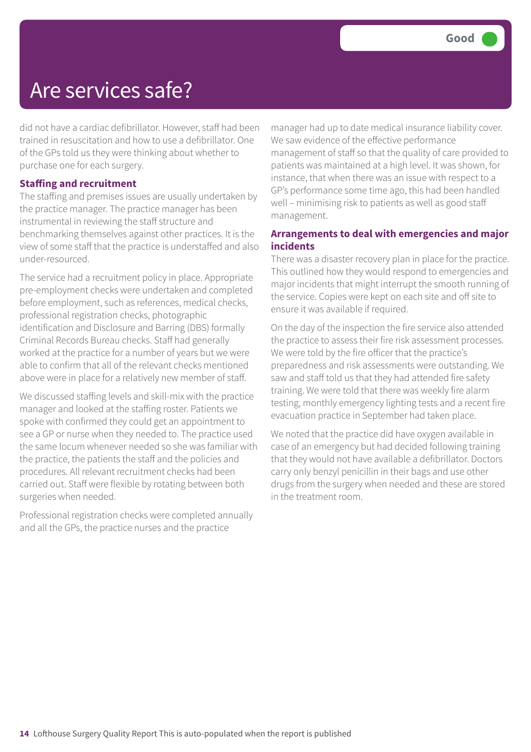Good

# Are services safe?

did not have a cardiac defibrillator. However, staff had been trained in resuscitation and how to use a defibrillator. One of the GPs told us they were thinking about whether to purchase one for each surgery.

### Staffing and recruitment

The staffing and premises issues are usually undertaken by the practice manager. The practice manager has been instrumental in reviewing the staff structure and benchmarking themselves against other practices. It is the view of some staff that the practice is understaffed and also under-resourced.

The service had a recruitment policy in place. Appropriate pre-employment checks were undertaken and completed before employment, such as references, medical checks, professional registration checks, photographic identification and Disclosure and Barring (DBS) formally Criminal Records Bureau checks. Staff had generally worked at the practice for a number of years but we were able to confirm that all of the relevant checks mentioned above were in place for a relatively new member of staff.

We discussed staffing levels and skill-mix with the practice manager and looked at the staffing roster. Patients we spoke with confirmed they could get an appointment to see a GP or nurse when they needed to. The practice used the same locum whenever needed so she was familiar with the practice, the patients the staff and the policies and procedures. All relevant recruitment checks had been carried out. Staff were flexible by rotating between both surgeries when needed.

Professional registration checks were completed annually and all the GPs, the practice nurses and the practice manager had up to date medical insurance liability cover. We saw evidence of the effective performance management of staff so that the quality of care provided to patients was maintained at a high level. It was shown, for instance, that when there was an issue with respect to a GP's performance some time ago, this had been handled well – minimising risk to patients as well as good staff management.

### Arrangements to deal with emergencies and major incidents

There was a disaster recovery plan in place for the practice. This outlined how they would respond to emergencies and major incidents that might interrupt the smooth running of the service. Copies were kept on each site and off site to ensure it was available if required.

On the day of the inspection the fire service also attended the practice to assess their fire risk assessment processes. We were told by the fire officer that the practice's preparedness and risk assessments were outstanding. We saw and staff told us that they had attended fire safety training. We were told that there was weekly fire alarm testing, monthly emergency lighting tests and a recent fire evacuation practice in September had taken place.

We noted that the practice did have oxygen available in case of an emergency but had decided following training that they would not have available a defibrillator. Doctors carry only benzyl penicillin in their bags and use other drugs from the surgery when needed and these are stored in the treatment room.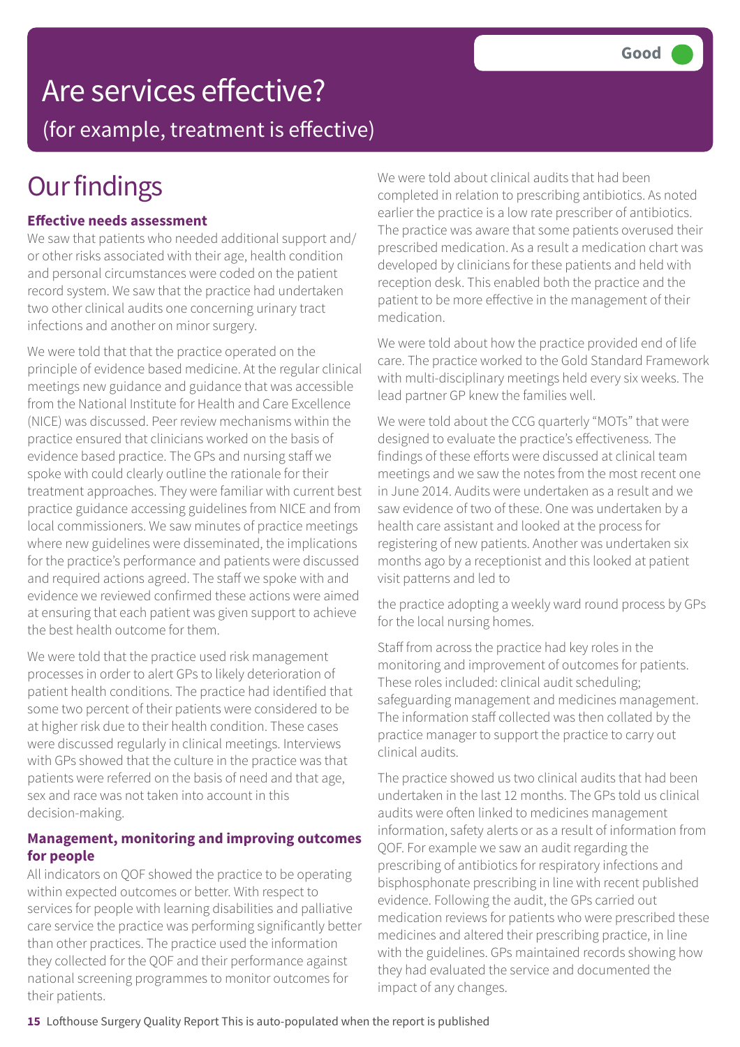# Are services effective?

(for example, treatment is effective)

**Good**

## Our findings

### Effective needs assessment

We saw that patients who needed additional support and/or other risks associated with their age, health condition and personal circumstances were coded on the patient record system. We saw that the practice had undertaken two other clinical audits one concerning urinary tract infections and another on minor surgery.

We were told that that the practice operated on the principle of evidence based medicine. At the regular clinical meetings new guidance and guidance that was accessible from the National Institute for Health and Care Excellence (NICE) was discussed. Peer review mechanisms within the practice ensured that clinicians worked on the basis of evidence based practice. The GPs and nursing staff we spoke with could clearly outline the rationale for their treatment approaches. They were familiar with current best practice guidance accessing guidelines from NICE and from local commissioners. We saw minutes of practice meetings where new guidelines were disseminated, the implications for the practice's performance and patients were discussed and required actions agreed. The staff we spoke with and evidence we reviewed confirmed these actions were aimed at ensuring that each patient was given support to achieve the best health outcome for them.

We were told that the practice used risk management processes in order to alert GPs to likely deterioration of patient health conditions. The practice had identified that some two percent of their patients were considered to be at higher risk due to their health condition. These cases were discussed regularly in clinical meetings. Interviews with GPs showed that the culture in the practice was that patients were referred on the basis of need and that age, sex and race was not taken into account in this decision-making.

### Management, monitoring and improving outcomes for people

All indicators on QOF showed the practice to be operating within expected outcomes or better. With respect to services for people with learning disabilities and palliative care service the practice was performing significantly better than other practices. The practice used the information they collected for the QOF and their performance against national screening programmes to monitor outcomes for their patients.

We were told about clinical audits that had been completed in relation to prescribing antibiotics. As noted earlier the practice is a low rate prescriber of antibiotics. The practice was aware that some patients overused their prescribed medication. As a result a medication chart was developed by clinicians for these patients and held with reception desk. This enabled both the practice and the patient to be more effective in the management of their medication.

We were told about how the practice provided end of life care. The practice worked to the Gold Standard Framework with multi-disciplinary meetings held every six weeks. The lead partner GP knew the families well.

We were told about the CCG quarterly "MOTs" that were designed to evaluate the practice's effectiveness. The findings of these efforts were discussed at clinical team meetings and we saw the notes from the most recent one in June 2014. Audits were undertaken as a result and we saw evidence of two of these. One was undertaken by a health care assistant and looked at the process for registering of new patients. Another was undertaken six months ago by a receptionist and this looked at patient visit patterns and led to the practice adopting a weekly ward round process by GPs for the local nursing homes.

Staff from across the practice had key roles in the monitoring and improvement of outcomes for patients. These roles included: clinical audit scheduling; safeguarding management and medicines management. The information staff collected was then collated by the practice manager to support the practice to carry out clinical audits.

The practice showed us two clinical audits that had been undertaken in the last 12 months. The GPs told us clinical audits were often linked to medicines management information, safety alerts or as a result of information from QOF. For example we saw an audit regarding the prescribing of antibiotics for respiratory infections and bisphosphonate prescribing in line with recent published evidence. Following the audit, the GPs carried out medication reviews for patients who were prescribed these medicines and altered their prescribing practice, in line with the guidelines. GPs maintained records showing how they had evaluated the service and documented the impact of any changes.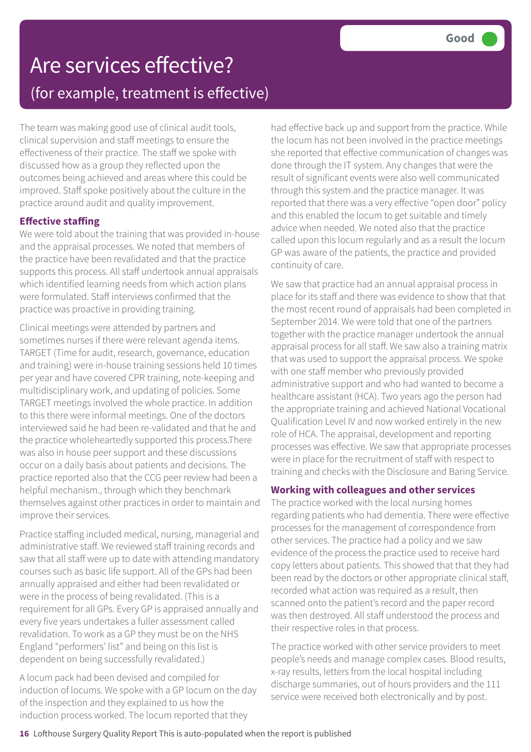# Are services effective?

## (for example, treatment is effective)

**Good**

The team was making good use of clinical audit tools, clinical supervision and staff meetings to ensure the effectiveness of their practice. The staff we spoke with discussed how as a group they reflected upon the outcomes being achieved and areas where this could be improved. Staff spoke positively about the culture in the practice around audit and quality improvement.

### Effective staffing

We were told about the training that was provided in-house and the appraisal processes. We noted that members of the practice have been revalidated and that the practice supports this process. All staff undertook annual appraisals which identified learning needs from which action plans were formulated. Staff interviews confirmed that the practice was proactive in providing training.

Clinical meetings were attended by partners and sometimes nurses if there were relevant agenda items. TARGET (Time for audit, research, governance, education and training) were in-house training sessions held 10 times per year and have covered CPR training, note-keeping and multidisciplinary work, and updating of policies. Some TARGET meetings involved the whole practice. In addition to this there were informal meetings. One of the doctors interviewed said he had been re-validated and that he and the practice wholeheartedly supported this process.There was also in house peer support and these discussions occur on a daily basis about patients and decisions. The practice reported also that the CCG peer review had been a helpful mechanism., through which they benchmark themselves against other practices in order to maintain and improve their services.

Practice staffing included medical, nursing, managerial and administrative staff. We reviewed staff training records and saw that all staff were up to date with attending mandatory courses such as basic life support. All of the GPs had been annually appraised and either had been revalidated or were in the process of being revalidated. (This is a requirement for all GPs. Every GP is appraised annually and every five years undertakes a fuller assessment called revalidation. To work as a GP they must be on the NHS England "performers' list" and being on this list is dependent on being successfully revalidated.)

A locum pack had been devised and compiled for induction of locums. We spoke with a GP locum on the day of the inspection and they explained to us how the induction process worked. The locum reported that they had effective back up and support from the practice. While the locum has not been involved in the practice meetings she reported that effective communication of changes was done through the IT system. Any changes that were the result of significant events were also well communicated through this system and the practice manager. It was reported that there was a very effective "open door" policy and this enabled the locum to get suitable and timely advice when needed. We noted also that the practice called upon this locum regularly and as a result the locum GP was aware of the patients, the practice and provided continuity of care.

We saw that practice had an annual appraisal process in place for its staff and there was evidence to show that that the most recent round of appraisals had been completed in September 2014. We were told that one of the partners together with the practice manager undertook the annual appraisal process for all staff. We saw also a training matrix that was used to support the appraisal process. We spoke with one staff member who previously provided administrative support and who had wanted to become a healthcare assistant (HCA). Two years ago the person had the appropriate training and achieved National Vocational Qualification Level IV and now worked entirely in the new role of HCA. The appraisal, development and reporting processes was effective. We saw that appropriate processes were in place for the recruitment of staff with respect to training and checks with the Disclosure and Baring Service.

### Working with colleagues and other services

The practice worked with the local nursing homes regarding patients who had dementia. There were effective processes for the management of correspondence from other services. The practice had a policy and we saw evidence of the process the practice used to receive hard copy letters about patients. This showed that that they had been read by the doctors or other appropriate clinical staff, recorded what action was required as a result, then scanned onto the patient's record and the paper record was then destroyed. All staff understood the process and their respective roles in that process.

The practice worked with other service providers to meet people's needs and manage complex cases. Blood results, x-ray results, letters from the local hospital including discharge summaries, out of hours providers and the 111 service were received both electronically and by post.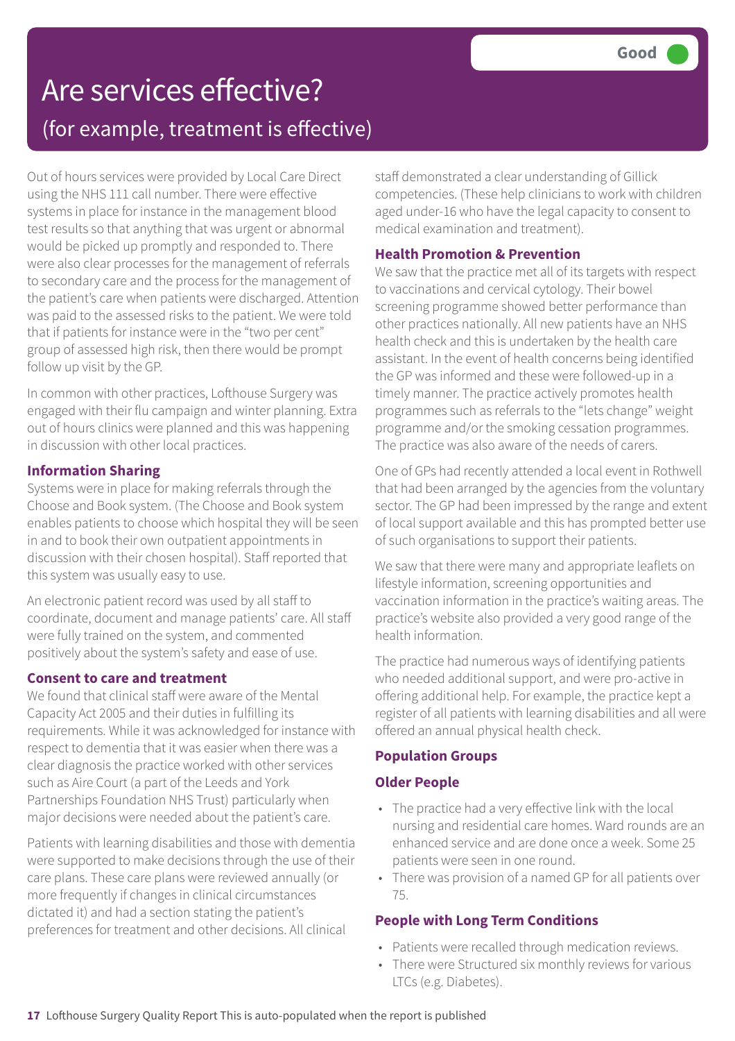# Are services effective?

## (for example, treatment is effective)

Good

Out of hours services were provided by Local Care Direct using the NHS 111 call number. There were effective systems in place for instance in the management blood test results so that anything that was urgent or abnormal would be picked up promptly and responded to. There were also clear processes for the management of referrals to secondary care and the process for the management of the patient's care when patients were discharged. Attention was paid to the assessed risks to the patient. We were told that if patients for instance were in the "two per cent" group of assessed high risk, then there would be prompt follow up visit by the GP.

In common with other practices, Lofthouse Surgery was engaged with their flu campaign and winter planning. Extra out of hours clinics were planned and this was happening in discussion with other local practices.

### Information Sharing

Systems were in place for making referrals through the Choose and Book system. (The Choose and Book system enables patients to choose which hospital they will be seen in and to book their own outpatient appointments in discussion with their chosen hospital). Staff reported that this system was usually easy to use.

An electronic patient record was used by all staff to coordinate, document and manage patients' care. All staff were fully trained on the system, and commented positively about the system's safety and ease of use.

### Consent to care and treatment

We found that clinical staff were aware of the Mental Capacity Act 2005 and their duties in fulfilling its requirements. While it was acknowledged for instance with respect to dementia that it was easier when there was a clear diagnosis the practice worked with other services such as Aire Court (a part of the Leeds and York Partnerships Foundation NHS Trust) particularly when major decisions were needed about the patient's care.

Patients with learning disabilities and those with dementia were supported to make decisions through the use of their care plans. These care plans were reviewed annually (or more frequently if changes in clinical circumstances dictated it) and had a section stating the patient's preferences for treatment and other decisions. All clinical staff demonstrated a clear understanding of Gillick competencies. (These help clinicians to work with children aged under-16 who have the legal capacity to consent to medical examination and treatment).

### Health Promotion & Prevention

We saw that the practice met all of its targets with respect to vaccinations and cervical cytology. Their bowel screening programme showed better performance than other practices nationally. All new patients have an NHS health check and this is undertaken by the health care assistant. In the event of health concerns being identified the GP was informed and these were followed-up in a timely manner. The practice actively promotes health programmes such as referrals to the "lets change" weight programme and/or the smoking cessation programmes. The practice was also aware of the needs of carers.

One of GPs had recently attended a local event in Rothwell that had been arranged by the agencies from the voluntary sector. The GP had been impressed by the range and extent of local support available and this has prompted better use of such organisations to support their patients.

We saw that there were many and appropriate leaflets on lifestyle information, screening opportunities and vaccination information in the practice's waiting areas. The practice's website also provided a very good range of the health information.

The practice had numerous ways of identifying patients who needed additional support, and were pro-active in offering additional help. For example, the practice kept a register of all patients with learning disabilities and all were offered an annual physical health check.

### Population Groups

### Older People

- The practice had a very effective link with the local nursing and residential care homes. Ward rounds are an enhanced service and are done once a week. Some 25 patients were seen in one round.
- There was provision of a named GP for all patients over 75.

### People with Long Term Conditions

- Patients were recalled through medication reviews.
- There were Structured six monthly reviews for various LTCs (e.g. Diabetes).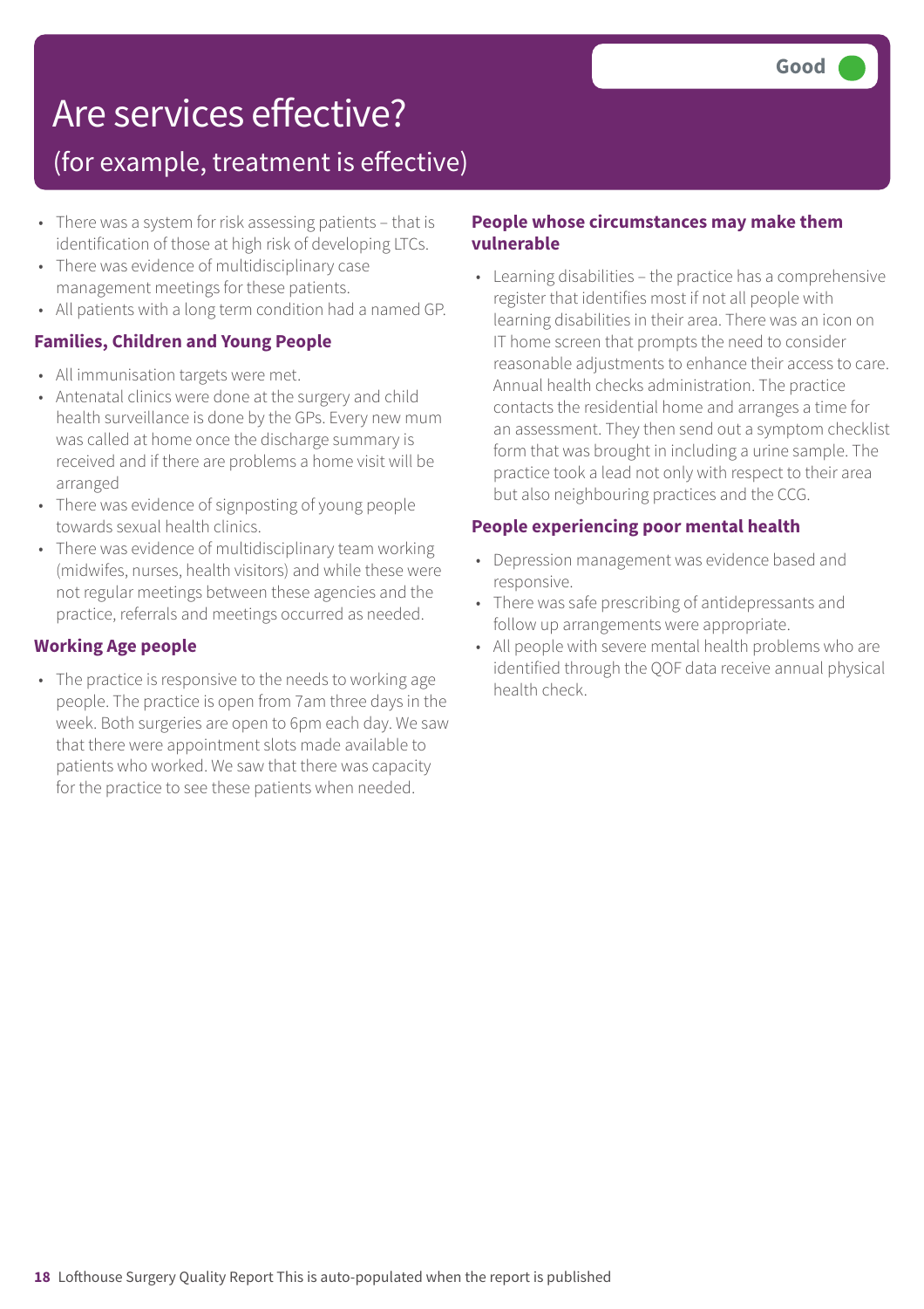# Are services effective?

## (for example, treatment is effective)

Good

- There was a system for risk assessing patients – that is identification of those at high risk of developing LTCs.
- There was evidence of multidisciplinary case management meetings for these patients.
- All patients with a long term condition had a named GP.

### Families, Children and Young People

- All immunisation targets were met.
- Antenatal clinics were done at the surgery and child health surveillance is done by the GPs. Every new mum was called at home once the discharge summary is received and if there are problems a home visit will be arranged
- There was evidence of signposting of young people towards sexual health clinics.
- There was evidence of multidisciplinary team working (midwifes, nurses, health visitors) and while these were not regular meetings between these agencies and the practice, referrals and meetings occurred as needed.

### Working Age people

- The practice is responsive to the needs to working age people. The practice is open from 7am three days in the week. Both surgeries are open to 6pm each day. We saw that there were appointment slots made available to patients who worked. We saw that there was capacity for the practice to see these patients when needed.

### People whose circumstances may make them vulnerable

- Learning disabilities – the practice has a comprehensive register that identifies most if not all people with learning disabilities in their area. There was an icon on IT home screen that prompts the need to consider reasonable adjustments to enhance their access to care. Annual health checks administration. The practice contacts the residential home and arranges a time for an assessment. They then send out a symptom checklist form that was brought in including a urine sample. The practice took a lead not only with respect to their area but also neighbouring practices and the CCG.

### People experiencing poor mental health

- Depression management was evidence based and responsive.
- There was safe prescribing of antidepressants and follow up arrangements were appropriate.
- All people with severe mental health problems who are identified through the QOF data receive annual physical health check.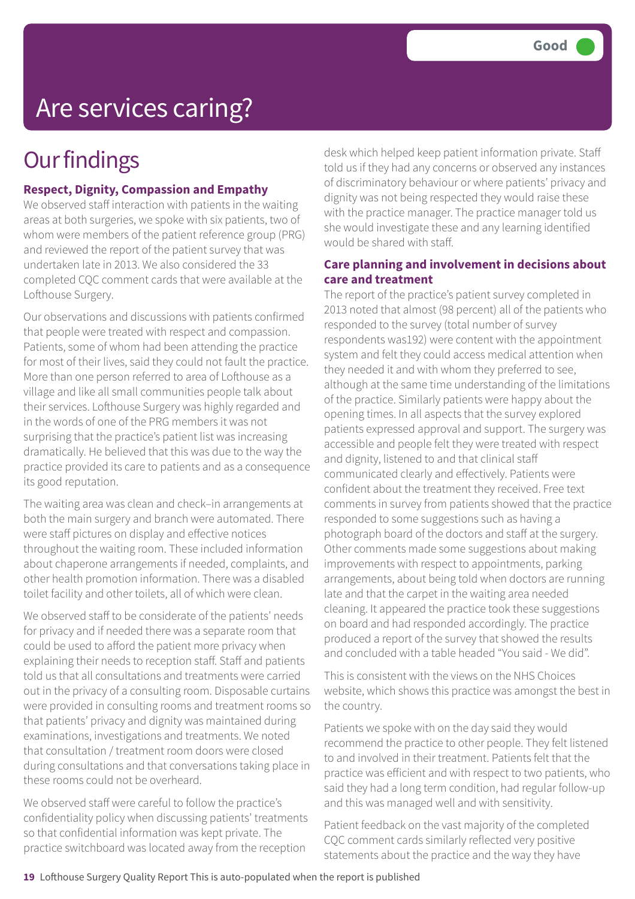# Are services caring?

Good

## Our findings

### Respect, Dignity, Compassion and Empathy

We observed staff interaction with patients in the waiting areas at both surgeries, we spoke with six patients, two of whom were members of the patient reference group (PRG) and reviewed the report of the patient survey that was undertaken late in 2013. We also considered the 33 completed CQC comment cards that were available at the Lofthouse Surgery.

Our observations and discussions with patients confirmed that people were treated with respect and compassion. Patients, some of whom had been attending the practice for most of their lives, said they could not fault the practice. More than one person referred to area of Lofthouse as a village and like all small communities people talk about their services. Lofthouse Surgery was highly regarded and in the words of one of the PRG members it was not surprising that the practice's patient list was increasing dramatically. He believed that this was due to the way the practice provided its care to patients and as a consequence its good reputation.

The waiting area was clean and check–in arrangements at both the main surgery and branch were automated. There were staff pictures on display and effective notices throughout the waiting room. These included information about chaperone arrangements if needed, complaints, and other health promotion information. There was a disabled toilet facility and other toilets, all of which were clean.

We observed staff to be considerate of the patients' needs for privacy and if needed there was a separate room that could be used to afford the patient more privacy when explaining their needs to reception staff. Staff and patients told us that all consultations and treatments were carried out in the privacy of a consulting room. Disposable curtains were provided in consulting rooms and treatment rooms so that patients' privacy and dignity was maintained during examinations, investigations and treatments. We noted that consultation / treatment room doors were closed during consultations and that conversations taking place in these rooms could not be overheard.

We observed staff were careful to follow the practice's confidentiality policy when discussing patients' treatments so that confidential information was kept private. The practice switchboard was located away from the reception desk which helped keep patient information private. Staff told us if they had any concerns or observed any instances of discriminatory behaviour or where patients' privacy and dignity was not being respected they would raise these with the practice manager. The practice manager told us she would investigate these and any learning identified would be shared with staff.

### Care planning and involvement in decisions about care and treatment

The report of the practice's patient survey completed in 2013 noted that almost (98 percent) all of the patients who responded to the survey (total number of survey respondents was192) were content with the appointment system and felt they could access medical attention when they needed it and with whom they preferred to see, although at the same time understanding of the limitations of the practice. Similarly patients were happy about the opening times. In all aspects that the survey explored patients expressed approval and support. The surgery was accessible and people felt they were treated with respect and dignity, listened to and that clinical staff communicated clearly and effectively. Patients were confident about the treatment they received. Free text comments in survey from patients showed that the practice responded to some suggestions such as having a photograph board of the doctors and staff at the surgery. Other comments made some suggestions about making improvements with respect to appointments, parking arrangements, about being told when doctors are running late and that the carpet in the waiting area needed cleaning. It appeared the practice took these suggestions on board and had responded accordingly. The practice produced a report of the survey that showed the results and concluded with a table headed "You said - We did".

This is consistent with the views on the NHS Choices website, which shows this practice was amongst the best in the country.

Patients we spoke with on the day said they would recommend the practice to other people. They felt listened to and involved in their treatment. Patients felt that the practice was efficient and with respect to two patients, who said they had a long term condition, had regular follow-up and this was managed well and with sensitivity.

Patient feedback on the vast majority of the completed CQC comment cards similarly reflected very positive statements about the practice and the way they have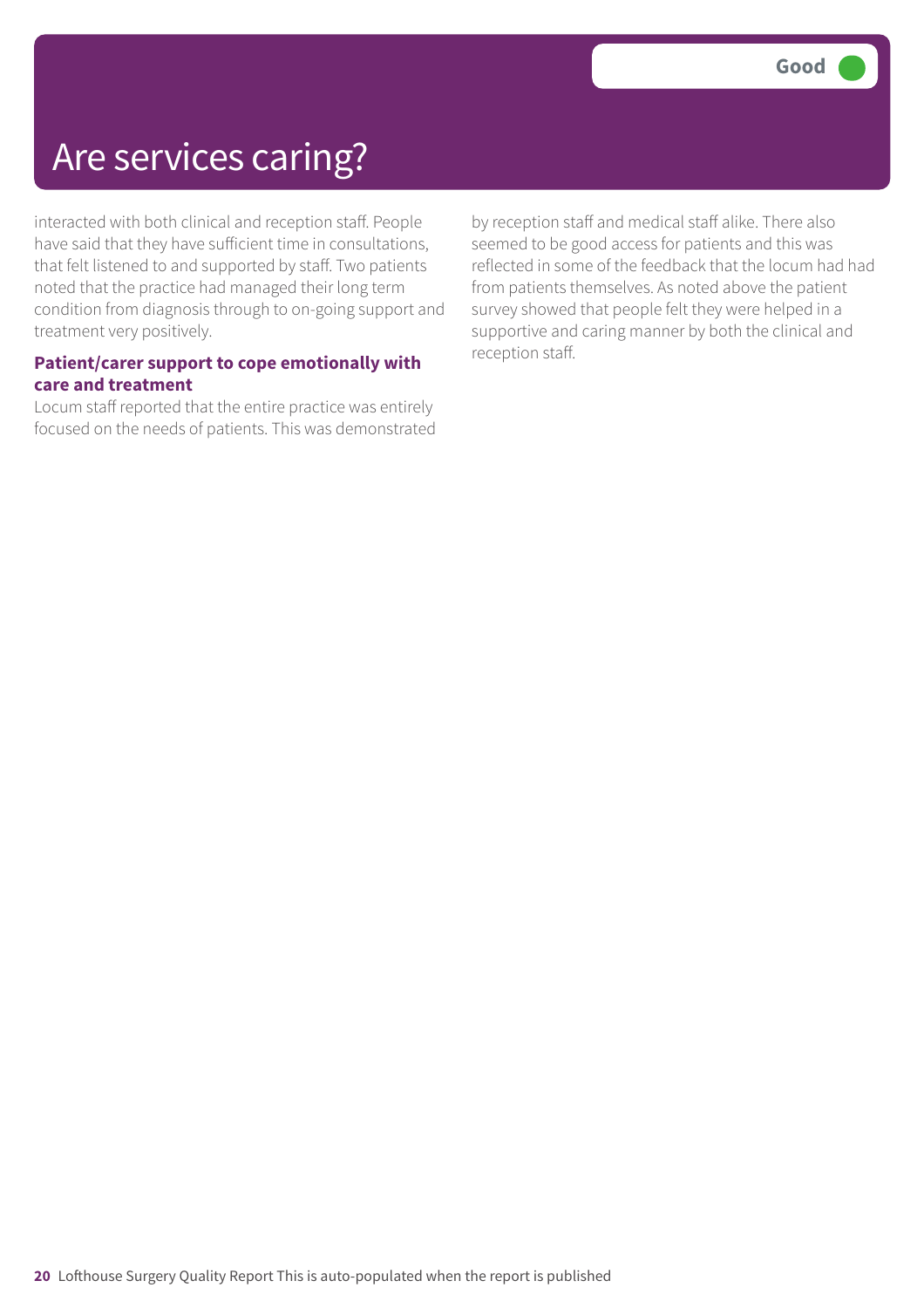# Are services caring?

Good

interacted with both clinical and reception staff. People have said that they have sufficient time in consultations, that felt listened to and supported by staff. Two patients noted that the practice had managed their long term condition from diagnosis through to on-going support and treatment very positively.

### Patient/carer support to cope emotionally with care and treatment

Locum staff reported that the entire practice was entirely focused on the needs of patients. This was demonstrated by reception staff and medical staff alike. There also seemed to be good access for patients and this was reflected in some of the feedback that the locum had had from patients themselves. As noted above the patient survey showed that people felt they were helped in a supportive and caring manner by both the clinical and reception staff.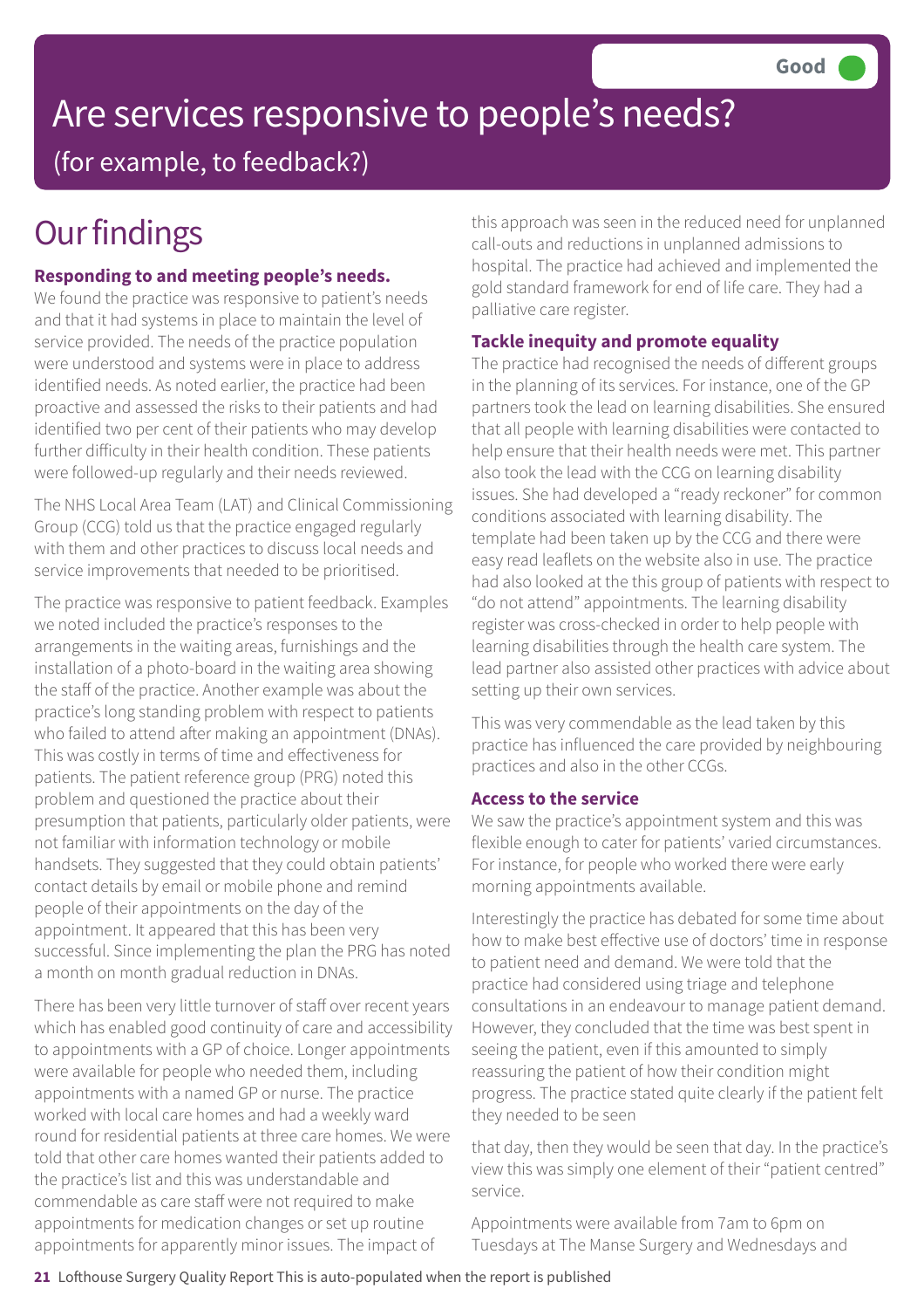Good

# Are services responsive to people's needs?

(for example, to feedback?)

## Our findings

**Responding to and meeting people's needs.**

We found the practice was responsive to patient's needs and that it had systems in place to maintain the level of service provided. The needs of the practice population were understood and systems were in place to address identified needs. As noted earlier, the practice had been proactive and assessed the risks to their patients and had identified two per cent of their patients who may develop further difficulty in their health condition. These patients were followed-up regularly and their needs reviewed.

The NHS Local Area Team (LAT) and Clinical Commissioning Group (CCG) told us that the practice engaged regularly with them and other practices to discuss local needs and service improvements that needed to be prioritised.

The practice was responsive to patient feedback. Examples we noted included the practice's responses to the arrangements in the waiting areas, furnishings and the installation of a photo-board in the waiting area showing the staff of the practice. Another example was about the practice's long standing problem with respect to patients who failed to attend after making an appointment (DNAs). This was costly in terms of time and effectiveness for patients. The patient reference group (PRG) noted this problem and questioned the practice about their presumption that patients, particularly older patients, were not familiar with information technology or mobile handsets. They suggested that they could obtain patients' contact details by email or mobile phone and remind people of their appointments on the day of the appointment. It appeared that this has been very successful. Since implementing the plan the PRG has noted a month on month gradual reduction in DNAs.

There has been very little turnover of staff over recent years which has enabled good continuity of care and accessibility to appointments with a GP of choice. Longer appointments were available for people who needed them, including appointments with a named GP or nurse. The practice worked with local care homes and had a weekly ward round for residential patients at three care homes. We were told that other care homes wanted their patients added to the practice's list and this was understandable and commendable as care staff were not required to make appointments for medication changes or set up routine appointments for apparently minor issues. The impact of this approach was seen in the reduced need for unplanned call-outs and reductions in unplanned admissions to hospital. The practice had achieved and implemented the gold standard framework for end of life care. They had a palliative care register.

**Tackle inequity and promote equality**

The practice had recognised the needs of different groups in the planning of its services. For instance, one of the GP partners took the lead on learning disabilities. She ensured that all people with learning disabilities were contacted to help ensure that their health needs were met. This partner also took the lead with the CCG on learning disability issues. She had developed a "ready reckoner" for common conditions associated with learning disability. The template had been taken up by the CCG and there were easy read leaflets on the website also in use. The practice had also looked at the this group of patients with respect to "do not attend" appointments. The learning disability register was cross-checked in order to help people with learning disabilities through the health care system. The lead partner also assisted other practices with advice about setting up their own services.

This was very commendable as the lead taken by this practice has influenced the care provided by neighbouring practices and also in the other CCGs.

**Access to the service**

We saw the practice's appointment system and this was flexible enough to cater for patients' varied circumstances. For instance, for people who worked there were early morning appointments available.

Interestingly the practice has debated for some time about how to make best effective use of doctors' time in response to patient need and demand. We were told that the practice had considered using triage and telephone consultations in an endeavour to manage patient demand. However, they concluded that the time was best spent in seeing the patient, even if this amounted to simply reassuring the patient of how their condition might progress. The practice stated quite clearly if the patient felt they needed to be seen that day, then they would be seen that day. In the practice's view this was simply one element of their "patient centred" service.

Appointments were available from 7am to 6pm on Tuesdays at The Manse Surgery and Wednesdays and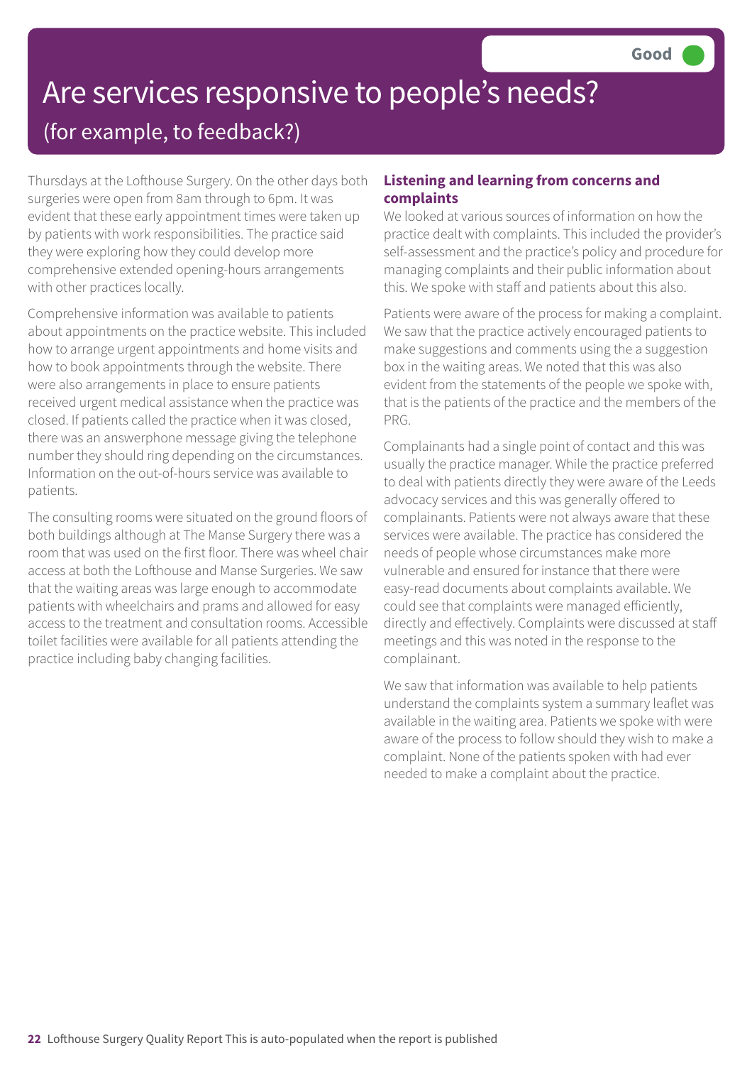# Are services responsive to people's needs?

## (for example, to feedback?)

Good

Thursdays at the Lofthouse Surgery. On the other days both surgeries were open from 8am through to 6pm. It was evident that these early appointment times were taken up by patients with work responsibilities. The practice said they were exploring how they could develop more comprehensive extended opening-hours arrangements with other practices locally.

Comprehensive information was available to patients about appointments on the practice website. This included how to arrange urgent appointments and home visits and how to book appointments through the website. There were also arrangements in place to ensure patients received urgent medical assistance when the practice was closed. If patients called the practice when it was closed, there was an answerphone message giving the telephone number they should ring depending on the circumstances. Information on the out-of-hours service was available to patients.

The consulting rooms were situated on the ground floors of both buildings although at The Manse Surgery there was a room that was used on the first floor. There was wheel chair access at both the Lofthouse and Manse Surgeries. We saw that the waiting areas was large enough to accommodate patients with wheelchairs and prams and allowed for easy access to the treatment and consultation rooms. Accessible toilet facilities were available for all patients attending the practice including baby changing facilities.

### Listening and learning from concerns and complaints

We looked at various sources of information on how the practice dealt with complaints. This included the provider's self-assessment and the practice's policy and procedure for managing complaints and their public information about this. We spoke with staff and patients about this also.

Patients were aware of the process for making a complaint. We saw that the practice actively encouraged patients to make suggestions and comments using the a suggestion box in the waiting areas. We noted that this was also evident from the statements of the people we spoke with, that is the patients of the practice and the members of the PRG.

Complainants had a single point of contact and this was usually the practice manager. While the practice preferred to deal with patients directly they were aware of the Leeds advocacy services and this was generally offered to complainants. Patients were not always aware that these services were available. The practice has considered the needs of people whose circumstances make more vulnerable and ensured for instance that there were easy-read documents about complaints available. We could see that complaints were managed efficiently, directly and effectively. Complaints were discussed at staff meetings and this was noted in the response to the complainant.

We saw that information was available to help patients understand the complaints system a summary leaflet was available in the waiting area. Patients we spoke with were aware of the process to follow should they wish to make a complaint. None of the patients spoken with had ever needed to make a complaint about the practice.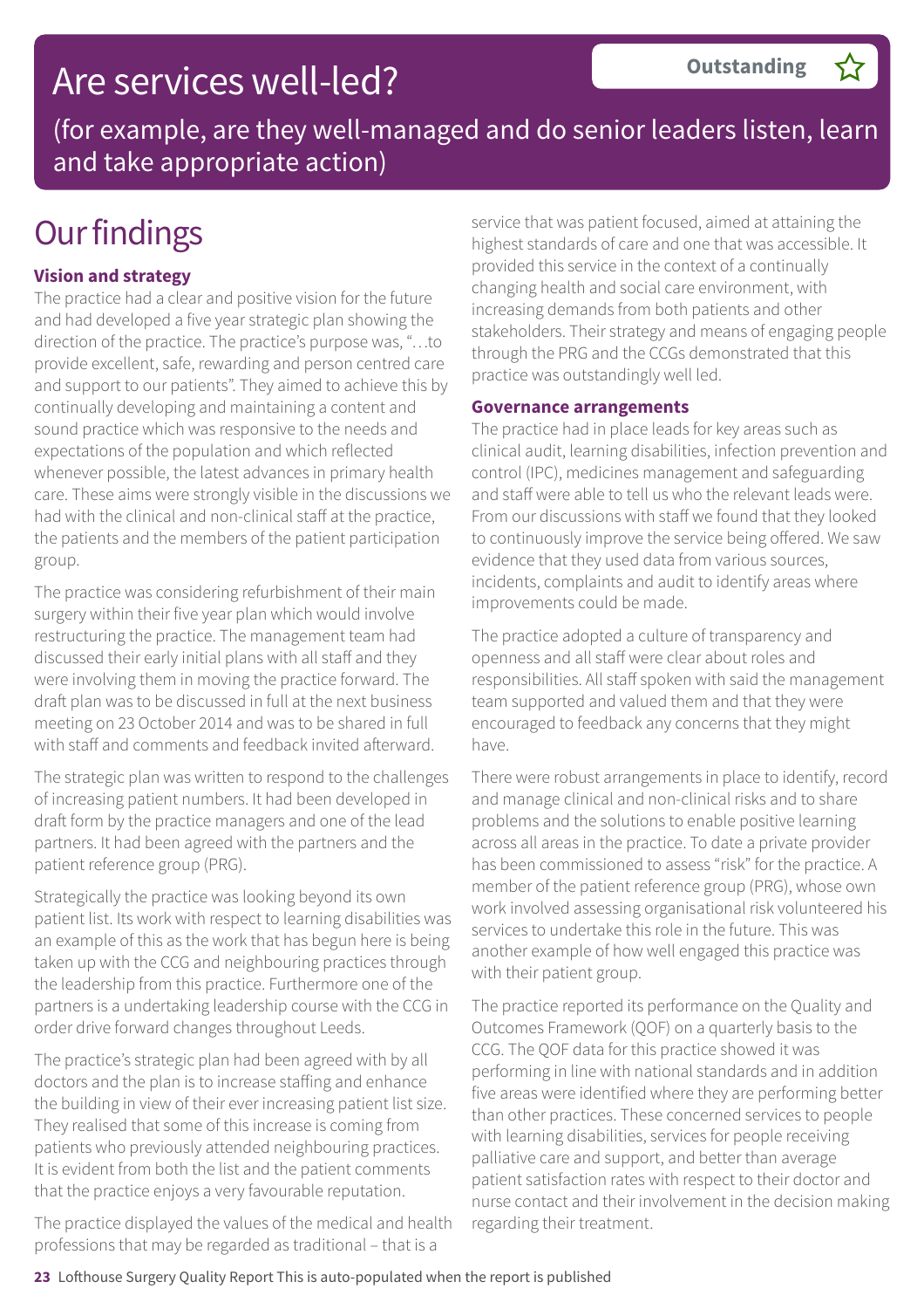# Are services well-led?

**Outstanding** ☆

(for example, are they well-managed and do senior leaders listen, learn and take appropriate action)

# Our findings

### Vision and strategy

The practice had a clear and positive vision for the future and had developed a five year strategic plan showing the direction of the practice. The practice's purpose was, "…to provide excellent, safe, rewarding and person centred care and support to our patients". They aimed to achieve this by continually developing and maintaining a content and sound practice which was responsive to the needs and expectations of the population and which reflected whenever possible, the latest advances in primary health care. These aims were strongly visible in the discussions we had with the clinical and non-clinical staff at the practice, the patients and the members of the patient participation group.

The practice was considering refurbishment of their main surgery within their five year plan which would involve restructuring the practice. The management team had discussed their early initial plans with all staff and they were involving them in moving the practice forward. The draft plan was to be discussed in full at the next business meeting on 23 October 2014 and was to be shared in full with staff and comments and feedback invited afterward.

The strategic plan was written to respond to the challenges of increasing patient numbers. It had been developed in draft form by the practice managers and one of the lead partners. It had been agreed with the partners and the patient reference group (PRG).

Strategically the practice was looking beyond its own patient list. Its work with respect to learning disabilities was an example of this as the work that has begun here is being taken up with the CCG and neighbouring practices through the leadership from this practice. Furthermore one of the partners is a undertaking leadership course with the CCG in order drive forward changes throughout Leeds.

The practice's strategic plan had been agreed with by all doctors and the plan is to increase staffing and enhance the building in view of their ever increasing patient list size. They realised that some of this increase is coming from patients who previously attended neighbouring practices. It is evident from both the list and the patient comments that the practice enjoys a very favourable reputation.

The practice displayed the values of the medical and health professions that may be regarded as traditional – that is a service that was patient focused, aimed at attaining the highest standards of care and one that was accessible. It provided this service in the context of a continually changing health and social care environment, with increasing demands from both patients and other stakeholders. Their strategy and means of engaging people through the PRG and the CCGs demonstrated that this practice was outstandingly well led.

### Governance arrangements

The practice had in place leads for key areas such as clinical audit, learning disabilities, infection prevention and control (IPC), medicines management and safeguarding and staff were able to tell us who the relevant leads were. From our discussions with staff we found that they looked to continuously improve the service being offered. We saw evidence that they used data from various sources, incidents, complaints and audit to identify areas where improvements could be made.

The practice adopted a culture of transparency and openness and all staff were clear about roles and responsibilities. All staff spoken with said the management team supported and valued them and that they were encouraged to feedback any concerns that they might have.

There were robust arrangements in place to identify, record and manage clinical and non-clinical risks and to share problems and the solutions to enable positive learning across all areas in the practice. To date a private provider has been commissioned to assess "risk" for the practice. A member of the patient reference group (PRG), whose own work involved assessing organisational risk volunteered his services to undertake this role in the future. This was another example of how well engaged this practice was with their patient group.

The practice reported its performance on the Quality and Outcomes Framework (QOF) on a quarterly basis to the CCG. The QOF data for this practice showed it was performing in line with national standards and in addition five areas were identified where they are performing better than other practices. These concerned services to people with learning disabilities, services for people receiving palliative care and support, and better than average patient satisfaction rates with respect to their doctor and nurse contact and their involvement in the decision making regarding their treatment.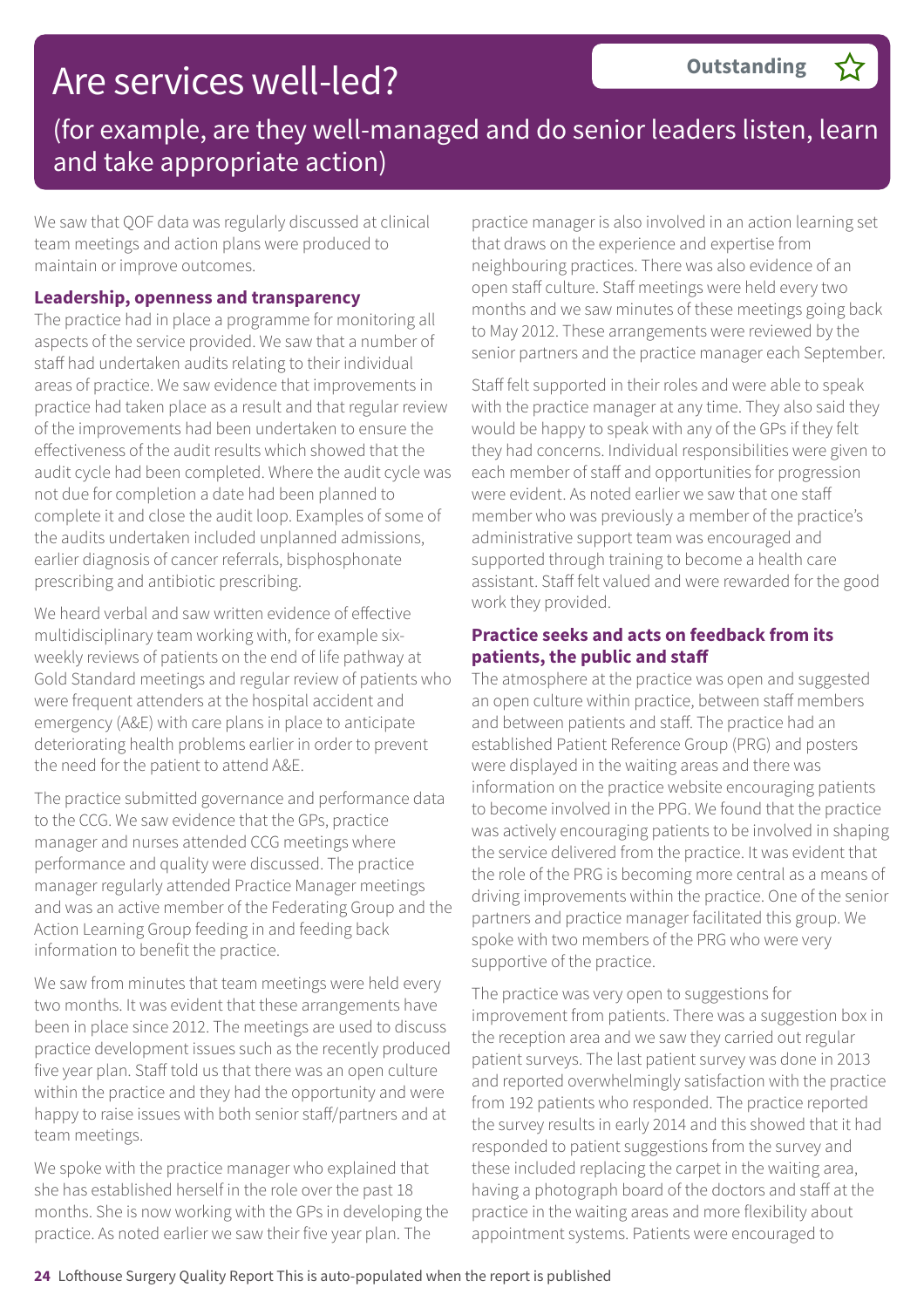# Are services well-led?

**Outstanding** ☆

(for example, are they well-managed and do senior leaders listen, learn and take appropriate action)

We saw that QOF data was regularly discussed at clinical team meetings and action plans were produced to maintain or improve outcomes.

### Leadership, openness and transparency

The practice had in place a programme for monitoring all aspects of the service provided. We saw that a number of staff had undertaken audits relating to their individual areas of practice. We saw evidence that improvements in practice had taken place as a result and that regular review of the improvements had been undertaken to ensure the effectiveness of the audit results which showed that the audit cycle had been completed. Where the audit cycle was not due for completion a date had been planned to complete it and close the audit loop. Examples of some of the audits undertaken included unplanned admissions, earlier diagnosis of cancer referrals, bisphosphonate prescribing and antibiotic prescribing.

We heard verbal and saw written evidence of effective multidisciplinary team working with, for example six-weekly reviews of patients on the end of life pathway at Gold Standard meetings and regular review of patients who were frequent attenders at the hospital accident and emergency (A&E) with care plans in place to anticipate deteriorating health problems earlier in order to prevent the need for the patient to attend A&E.

The practice submitted governance and performance data to the CCG. We saw evidence that the GPs, practice manager and nurses attended CCG meetings where performance and quality were discussed. The practice manager regularly attended Practice Manager meetings and was an active member of the Federating Group and the Action Learning Group feeding in and feeding back information to benefit the practice.

We saw from minutes that team meetings were held every two months. It was evident that these arrangements have been in place since 2012. The meetings are used to discuss practice development issues such as the recently produced five year plan. Staff told us that there was an open culture within the practice and they had the opportunity and were happy to raise issues with both senior staff/partners and at team meetings.

We spoke with the practice manager who explained that she has established herself in the role over the past 18 months. She is now working with the GPs in developing the practice. As noted earlier we saw their five year plan. The practice manager is also involved in an action learning set that draws on the experience and expertise from neighbouring practices. There was also evidence of an open staff culture. Staff meetings were held every two months and we saw minutes of these meetings going back to May 2012. These arrangements were reviewed by the senior partners and the practice manager each September.

Staff felt supported in their roles and were able to speak with the practice manager at any time. They also said they would be happy to speak with any of the GPs if they felt they had concerns. Individual responsibilities were given to each member of staff and opportunities for progression were evident. As noted earlier we saw that one staff member who was previously a member of the practice's administrative support team was encouraged and supported through training to become a health care assistant. Staff felt valued and were rewarded for the good work they provided.

### Practice seeks and acts on feedback from its patients, the public and staff

The atmosphere at the practice was open and suggested an open culture within practice, between staff members and between patients and staff. The practice had an established Patient Reference Group (PRG) and posters were displayed in the waiting areas and there was information on the practice website encouraging patients to become involved in the PPG. We found that the practice was actively encouraging patients to be involved in shaping the service delivered from the practice. It was evident that the role of the PRG is becoming more central as a means of driving improvements within the practice. One of the senior partners and practice manager facilitated this group. We spoke with two members of the PRG who were very supportive of the practice.

The practice was very open to suggestions for improvement from patients. There was a suggestion box in the reception area and we saw they carried out regular patient surveys. The last patient survey was done in 2013 and reported overwhelmingly satisfaction with the practice from 192 patients who responded. The practice reported the survey results in early 2014 and this showed that it had responded to patient suggestions from the survey and these included replacing the carpet in the waiting area, having a photograph board of the doctors and staff at the practice in the waiting areas and more flexibility about appointment systems. Patients were encouraged to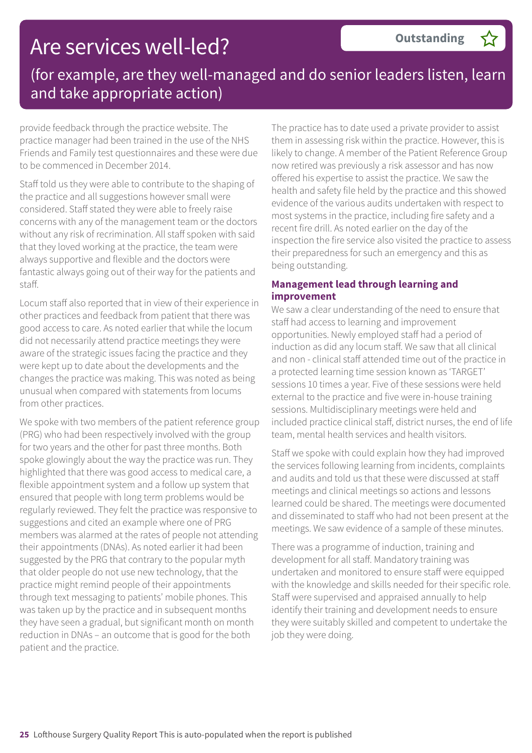# Are services well-led?

**Outstanding** ☆

## (for example, are they well-managed and do senior leaders listen, learn and take appropriate action)

provide feedback through the practice website. The practice manager had been trained in the use of the NHS Friends and Family test questionnaires and these were due to be commenced in December 2014.

Staff told us they were able to contribute to the shaping of the practice and all suggestions however small were considered. Staff stated they were able to freely raise concerns with any of the management team or the doctors without any risk of recrimination. All staff spoken with said that they loved working at the practice, the team were always supportive and flexible and the doctors were fantastic always going out of their way for the patients and staff.

Locum staff also reported that in view of their experience in other practices and feedback from patient that there was good access to care. As noted earlier that while the locum did not necessarily attend practice meetings they were aware of the strategic issues facing the practice and they were kept up to date about the developments and the changes the practice was making. This was noted as being unusual when compared with statements from locums from other practices.

We spoke with two members of the patient reference group (PRG) who had been respectively involved with the group for two years and the other for past three months. Both spoke glowingly about the way the practice was run. They highlighted that there was good access to medical care, a flexible appointment system and a follow up system that ensured that people with long term problems would be regularly reviewed. They felt the practice was responsive to suggestions and cited an example where one of PRG members was alarmed at the rates of people not attending their appointments (DNAs). As noted earlier it had been suggested by the PRG that contrary to the popular myth that older people do not use new technology, that the practice might remind people of their appointments through text messaging to patients' mobile phones. This was taken up by the practice and in subsequent months they have seen a gradual, but significant month on month reduction in DNAs – an outcome that is good for the both patient and the practice.

The practice has to date used a private provider to assist them in assessing risk within the practice. However, this is likely to change. A member of the Patient Reference Group now retired was previously a risk assessor and has now offered his expertise to assist the practice. We saw the health and safety file held by the practice and this showed evidence of the various audits undertaken with respect to most systems in the practice, including fire safety and a recent fire drill. As noted earlier on the day of the inspection the fire service also visited the practice to assess their preparedness for such an emergency and this as being outstanding.

**Management lead through learning and improvement**

We saw a clear understanding of the need to ensure that staff had access to learning and improvement opportunities. Newly employed staff had a period of induction as did any locum staff. We saw that all clinical and non - clinical staff attended time out of the practice in a protected learning time session known as 'TARGET' sessions 10 times a year. Five of these sessions were held external to the practice and five were in-house training sessions. Multidisciplinary meetings were held and included practice clinical staff, district nurses, the end of life team, mental health services and health visitors.

Staff we spoke with could explain how they had improved the services following learning from incidents, complaints and audits and told us that these were discussed at staff meetings and clinical meetings so actions and lessons learned could be shared. The meetings were documented and disseminated to staff who had not been present at the meetings. We saw evidence of a sample of these minutes.

There was a programme of induction, training and development for all staff. Mandatory training was undertaken and monitored to ensure staff were equipped with the knowledge and skills needed for their specific role. Staff were supervised and appraised annually to help identify their training and development needs to ensure they were suitably skilled and competent to undertake the job they were doing.